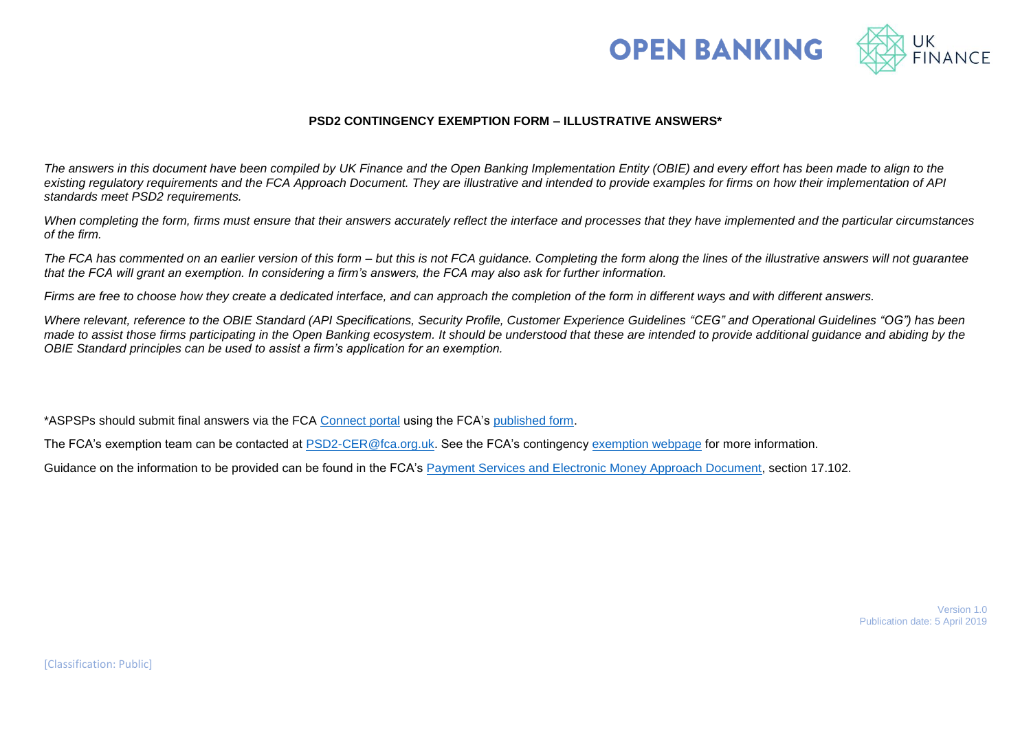OPEN BANKING UK FINANCE

# PSD2 CONTINGENCY EXEMPTION FORM – ILLUSTRATIVE ANSWERS*

*The answers in this document have been compiled by UK Finance and the Open Banking Implementation Entity (OBIE) and every effort has been made to align to the existing regulatory requirements and the FCA Approach Document. They are illustrative and intended to provide examples for firms on how their implementation of API standards meet PSD2 requirements.*

*When completing the form, firms must ensure that their answers accurately reflect the interface and processes that they have implemented and the particular circumstances of the firm.*

*The FCA has commented on an earlier version of this form – but this is not FCA guidance. Completing the form along the lines of the illustrative answers will not guarantee that the FCA will grant an exemption. In considering a firm's answers, the FCA may also ask for further information.*

*Firms are free to choose how they create a dedicated interface, and can approach the completion of the form in different ways and with different answers.*

*Where relevant, reference to the OBIE Standard (API Specifications, Security Profile, Customer Experience Guidelines "CEG" and Operational Guidelines "OG") has been made to assist those firms participating in the Open Banking ecosystem. It should be understood that these are intended to provide additional guidance and abiding by the OBIE Standard principles can be used to assist a firm's application for an exemption.*

*ASPSPs should submit final answers via the FCA Connect portal using the FCA's published form.

The FCA's exemption team can be contacted at PSD2-CER@fca.org.uk. See the FCA's contingency exemption webpage for more information.

Guidance on the information to be provided can be found in the FCA's Payment Services and Electronic Money Approach Document, section 17.102.

Version 1.0
Publication date: 5 April 2019

[Classification: Public]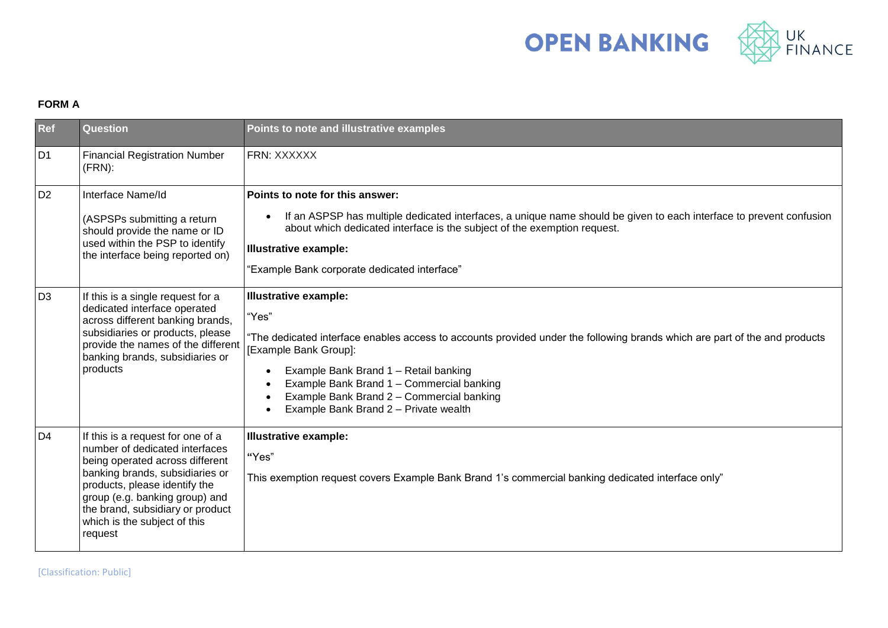**FORM A**

| Ref | Question | Points to note and illustrative examples |
|---|---|---|
| D1 | Financial Registration Number (FRN): | FRN: XXXXXX |
| D2 | Interface Name/Id<br><br>(ASPSPs submitting a return should provide the name or ID used within the PSP to identify the interface being reported on) | **Points to note for this answer:**<br><br>• If an ASPSP has multiple dedicated interfaces, a unique name should be given to each interface to prevent confusion about which dedicated interface is the subject of the exemption request.<br><br>**Illustrative example:**<br><br>"Example Bank corporate dedicated interface" |
| D3 | If this is a single request for a dedicated interface operated across different banking brands, subsidiaries or products, please provide the names of the different banking brands, subsidiaries or products | **Illustrative example:**<br><br>"Yes"<br><br>"The dedicated interface enables access to accounts provided under the following brands which are part of the and products [Example Bank Group]:<br><br>• Example Bank Brand 1 – Retail banking<br>• Example Bank Brand 1 – Commercial banking<br>• Example Bank Brand 2 – Commercial banking<br>• Example Bank Brand 2 – Private wealth |
| D4 | If this is a request for one of a number of dedicated interfaces being operated across different banking brands, subsidiaries or products, please identify the group (e.g. banking group) and the brand, subsidiary or product which is the subject of this request | **Illustrative example:**<br><br>"Yes"<br><br>This exemption request covers Example Bank Brand 1's commercial banking dedicated interface only" |

[Classification: Public]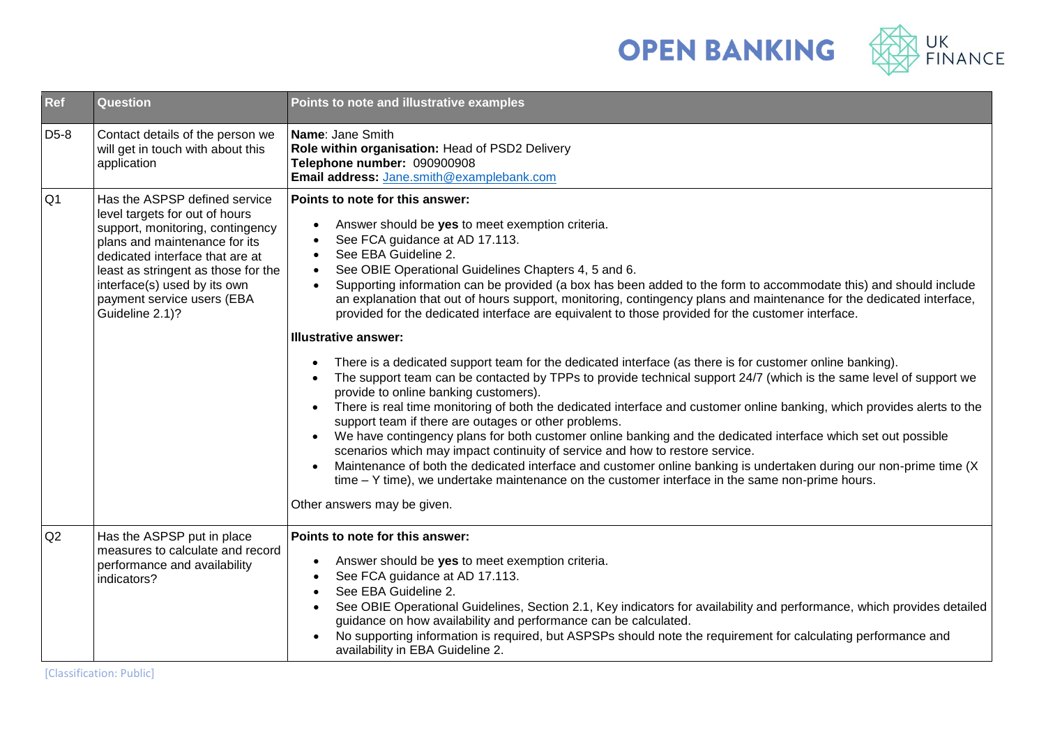| Ref | Question | Points to note and illustrative examples |
|---|---|---|
| D5-8 | Contact details of the person we will get in touch with about this application | **Name**: Jane Smith<br>**Role within organisation:** Head of PSD2 Delivery<br>**Telephone number:** 090900908<br>**Email address:** Jane.smith@examplebank.com |
| Q1 | Has the ASPSP defined service level targets for out of hours support, monitoring, contingency plans and maintenance for its dedicated interface that are at least as stringent as those for the interface(s) used by its own payment service users (EBA Guideline 2.1)? | **Points to note for this answer:**<br>• Answer should be **yes** to meet exemption criteria.<br>• See FCA guidance at AD 17.113.<br>• See EBA Guideline 2.<br>• See OBIE Operational Guidelines Chapters 4, 5 and 6.<br>• Supporting information can be provided (a box has been added to the form to accommodate this) and should include an explanation that out of hours support, monitoring, contingency plans and maintenance for the dedicated interface, provided for the dedicated interface are equivalent to those provided for the customer interface.<br><br>**Illustrative answer:**<br>• There is a dedicated support team for the dedicated interface (as there is for customer online banking).<br>• The support team can be contacted by TPPs to provide technical support 24/7 (which is the same level of support we provide to online banking customers).<br>• There is real time monitoring of both the dedicated interface and customer online banking, which provides alerts to the support team if there are outages or other problems.<br>• We have contingency plans for both customer online banking and the dedicated interface which set out possible scenarios which may impact continuity of service and how to restore service.<br>• Maintenance of both the dedicated interface and customer online banking is undertaken during our non-prime time (X time – Y time), we undertake maintenance on the customer interface in the same non-prime hours.<br><br>Other answers may be given. |
| Q2 | Has the ASPSP put in place measures to calculate and record performance and availability indicators? | **Points to note for this answer:**<br>• Answer should be **yes** to meet exemption criteria.<br>• See FCA guidance at AD 17.113.<br>• See EBA Guideline 2.<br>• See OBIE Operational Guidelines, Section 2.1, Key indicators for availability and performance, which provides detailed guidance on how availability and performance can be calculated.<br>• No supporting information is required, but ASPSPs should note the requirement for calculating performance and availability in EBA Guideline 2. |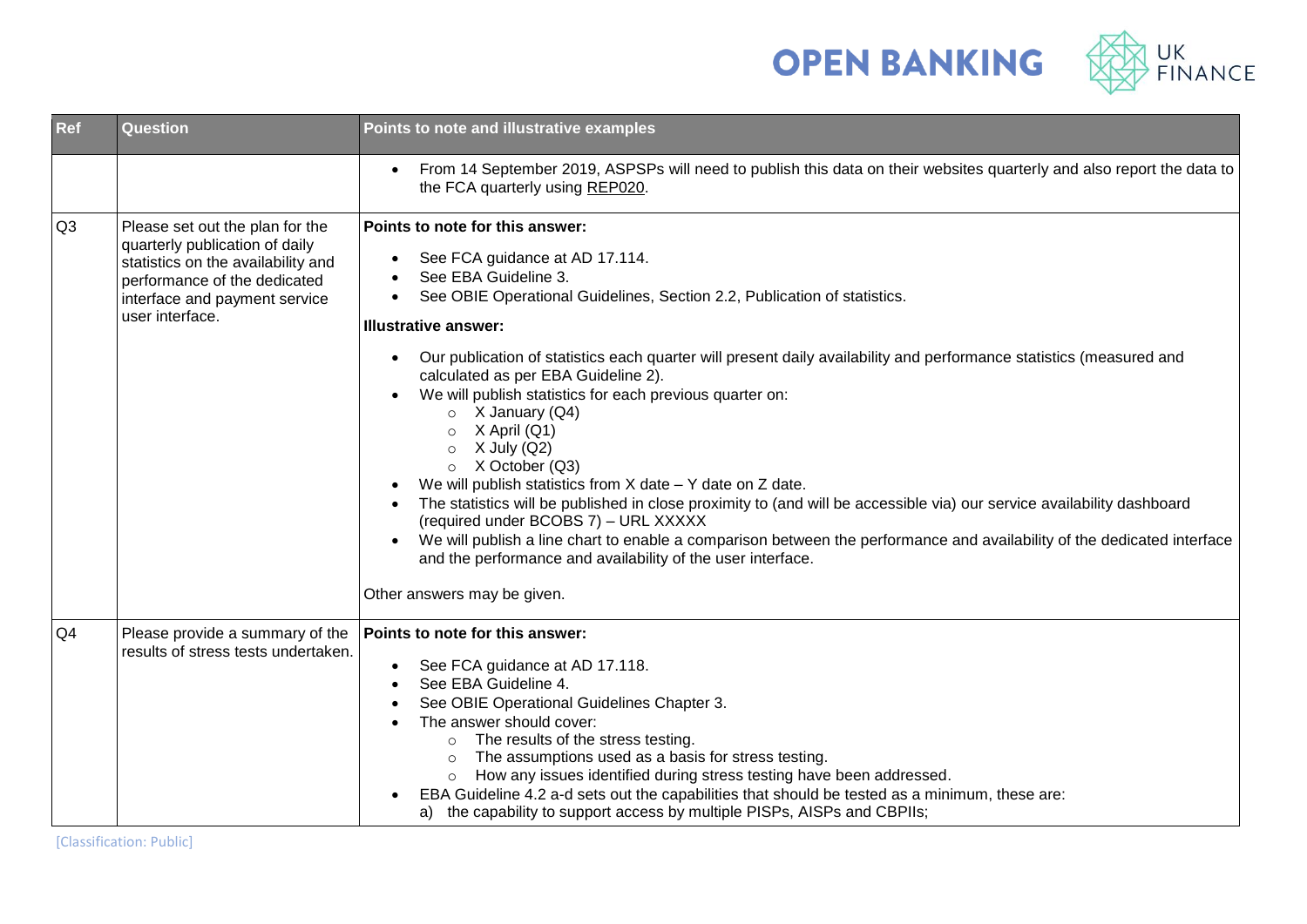| Ref | Question | Points to note and illustrative examples |
| --- | --- | --- |
| | | • From 14 September 2019, ASPSPs will need to publish this data on their websites quarterly and also report the data to the FCA quarterly using REP020. |
| Q3 | Please set out the plan for the quarterly publication of daily statistics on the availability and performance of the dedicated interface and payment service user interface. | **Points to note for this answer:**<br>• See FCA guidance at AD 17.114.<br>• See EBA Guideline 3.<br>• See OBIE Operational Guidelines, Section 2.2, Publication of statistics.<br>**Illustrative answer:**<br>• Our publication of statistics each quarter will present daily availability and performance statistics (measured and calculated as per EBA Guideline 2).<br>• We will publish statistics for each previous quarter on:<br>&nbsp;&nbsp;&nbsp;&nbsp;○ X January (Q4)<br>&nbsp;&nbsp;&nbsp;&nbsp;○ X April (Q1)<br>&nbsp;&nbsp;&nbsp;&nbsp;○ X July (Q2)<br>&nbsp;&nbsp;&nbsp;&nbsp;○ X October (Q3)<br>• We will publish statistics from X date – Y date on Z date.<br>• The statistics will be published in close proximity to (and will be accessible via) our service availability dashboard (required under BCOBS 7) – URL XXXXX<br>• We will publish a line chart to enable a comparison between the performance and availability of the dedicated interface and the performance and availability of the user interface.<br><br>Other answers may be given. |
| Q4 | Please provide a summary of the results of stress tests undertaken. | **Points to note for this answer:**<br>• See FCA guidance at AD 17.118.<br>• See EBA Guideline 4.<br>• See OBIE Operational Guidelines Chapter 3.<br>• The answer should cover:<br>&nbsp;&nbsp;&nbsp;&nbsp;○ The results of the stress testing.<br>&nbsp;&nbsp;&nbsp;&nbsp;○ The assumptions used as a basis for stress testing.<br>&nbsp;&nbsp;&nbsp;&nbsp;○ How any issues identified during stress testing have been addressed.<br>• EBA Guideline 4.2 a-d sets out the capabilities that should be tested as a minimum, these are:<br>a) the capability to support access by multiple PISPs, AISPs and CBPIIs; |

[Classification: Public]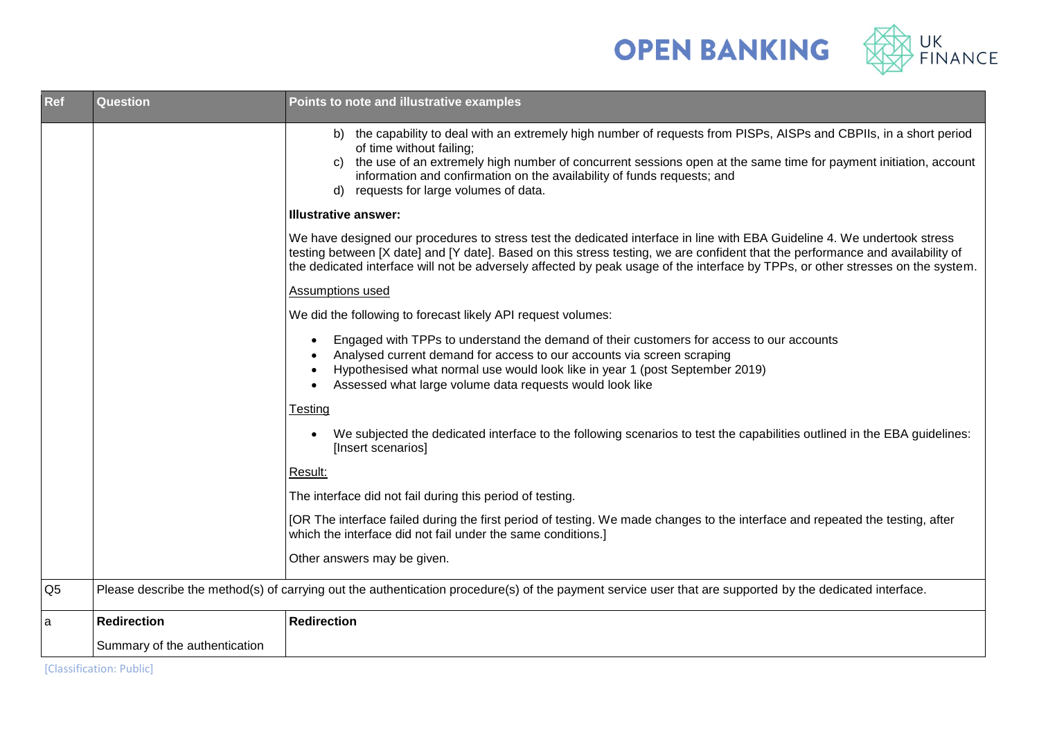| Ref | Question | Points to note and illustrative examples |
|---|---|---|
| | | b) the capability to deal with an extremely high number of requests from PISPs, AISPs and CBPIIs, in a short period of time without failing;<br>c) the use of an extremely high number of concurrent sessions open at the same time for payment initiation, account information and confirmation on the availability of funds requests; and<br>d) requests for large volumes of data.<br><br>**Illustrative answer:**<br><br>We have designed our procedures to stress test the dedicated interface in line with EBA Guideline 4. We undertook stress testing between [X date] and [Y date]. Based on this stress testing, we are confident that the performance and availability of the dedicated interface will not be adversely affected by peak usage of the interface by TPPs, or other stresses on the system.<br><br><u>Assumptions used</u><br><br>We did the following to forecast likely API request volumes:<br><br>• Engaged with TPPs to understand the demand of their customers for access to our accounts<br>• Analysed current demand for access to our accounts via screen scraping<br>• Hypothesised what normal use would look like in year 1 (post September 2019)<br>• Assessed what large volume data requests would look like<br><br><u>Testing</u><br><br>• We subjected the dedicated interface to the following scenarios to test the capabilities outlined in the EBA guidelines: [Insert scenarios]<br><br><u>Result:</u><br><br>The interface did not fail during this period of testing.<br><br>[OR The interface failed during the first period of testing. We made changes to the interface and repeated the testing, after which the interface did not fail under the same conditions.]<br><br>Other answers may be given. |
| Q5 | Please describe the method(s) of carrying out the authentication procedure(s) of the payment service user that are supported by the dedicated interface. | |
| a | **Redirection**<br><br>Summary of the authentication | **Redirection** |

[Classification: Public]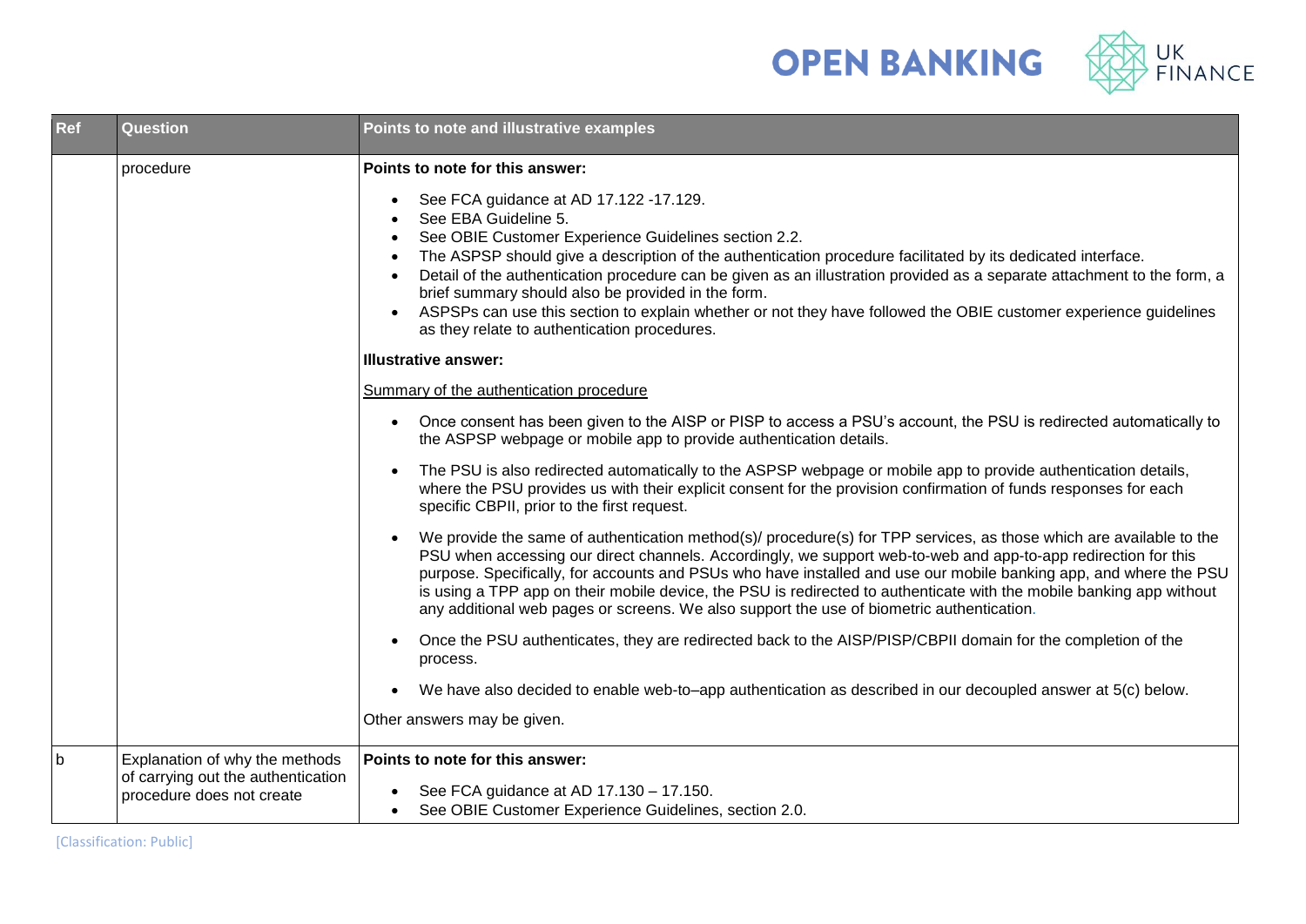| Ref | Question | Points to note and illustrative examples |
|---|---|---|
| | procedure | **Points to note for this answer:**<br><br>• See FCA guidance at AD 17.122 -17.129.<br>• See EBA Guideline 5.<br>• See OBIE Customer Experience Guidelines section 2.2.<br>• The ASPSP should give a description of the authentication procedure facilitated by its dedicated interface.<br>• Detail of the authentication procedure can be given as an illustration provided as a separate attachment to the form, a brief summary should also be provided in the form.<br>• ASPSPs can use this section to explain whether or not they have followed the OBIE customer experience guidelines as they relate to authentication procedures.<br><br>**Illustrative answer:**<br><br><u>Summary of the authentication procedure</u><br><br>• Once consent has been given to the AISP or PISP to access a PSU's account, the PSU is redirected automatically to the ASPSP webpage or mobile app to provide authentication details.<br><br>• The PSU is also redirected automatically to the ASPSP webpage or mobile app to provide authentication details, where the PSU provides us with their explicit consent for the provision confirmation of funds responses for each specific CBPII, prior to the first request.<br><br>• We provide the same of authentication method(s)/ procedure(s) for TPP services, as those which are available to the PSU when accessing our direct channels. Accordingly, we support web-to-web and app-to-app redirection for this purpose. Specifically, for accounts and PSUs who have installed and use our mobile banking app, and where the PSU is using a TPP app on their mobile device, the PSU is redirected to authenticate with the mobile banking app without any additional web pages or screens. We also support the use of biometric authentication.<br><br>• Once the PSU authenticates, they are redirected back to the AISP/PISP/CBPII domain for the completion of the process.<br><br>• We have also decided to enable web-to–app authentication as described in our decoupled answer at 5(c) below.<br><br>Other answers may be given. |
| b | Explanation of why the methods of carrying out the authentication procedure does not create | **Points to note for this answer:**<br><br>• See FCA guidance at AD 17.130 – 17.150.<br>• See OBIE Customer Experience Guidelines, section 2.0. |

[Classification: Public]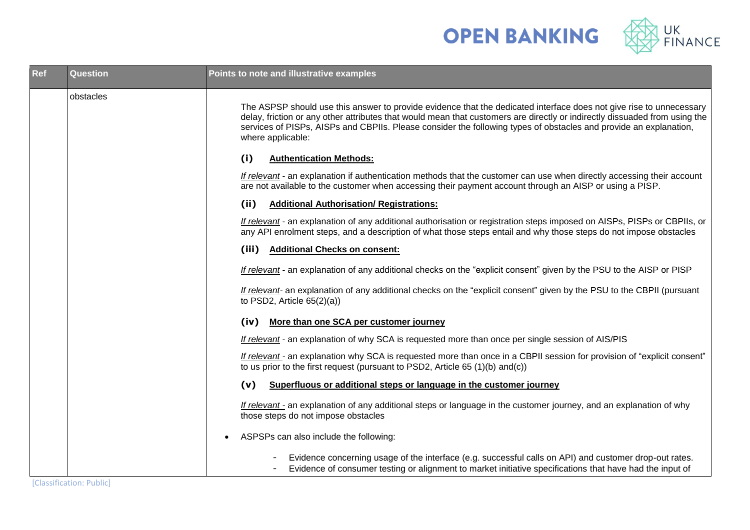| Ref | Question | Points to note and illustrative examples |
|---|---|---|
| | obstacles | The ASPSP should use this answer to provide evidence that the dedicated interface does not give rise to unnecessary delay, friction or any other attributes that would mean that customers are directly or indirectly dissuaded from using the services of PISPs, AISPs and CBPIIs. Please consider the following types of obstacles and provide an explanation, where applicable:<br><br>**(i) Authentication Methods:**<br><br>*If relevant* - an explanation if authentication methods that the customer can use when directly accessing their account are not available to the customer when accessing their payment account through an AISP or using a PISP.<br><br>**(ii) Additional Authorisation/ Registrations:**<br><br>*If relevant* - an explanation of any additional authorisation or registration steps imposed on AISPs, PISPs or CBPIIs, or any API enrolment steps, and a description of what those steps entail and why those steps do not impose obstacles<br><br>**(iii) Additional Checks on consent:**<br><br>*If relevant* - an explanation of any additional checks on the "explicit consent" given by the PSU to the AISP or PISP<br><br>*If relevant*- an explanation of any additional checks on the "explicit consent" given by the PSU to the CBPII (pursuant to PSD2, Article 65(2)(a))<br><br>**(iv) More than one SCA per customer journey**<br><br>*If relevant* - an explanation of why SCA is requested more than once per single session of AIS/PIS<br><br>*If relevant* - an explanation why SCA is requested more than once in a CBPII session for provision of "explicit consent" to us prior to the first request (pursuant to PSD2, Article 65 (1)(b) and(c))<br><br>**(v) Superfluous or additional steps or language in the customer journey**<br><br>*If relevant* - an explanation of any additional steps or language in the customer journey, and an explanation of why those steps do not impose obstacles<br><br>• ASPSPs can also include the following:<br><br>- Evidence concerning usage of the interface (e.g. successful calls on API) and customer drop-out rates.<br>- Evidence of consumer testing or alignment to market initiative specifications that have had the input of |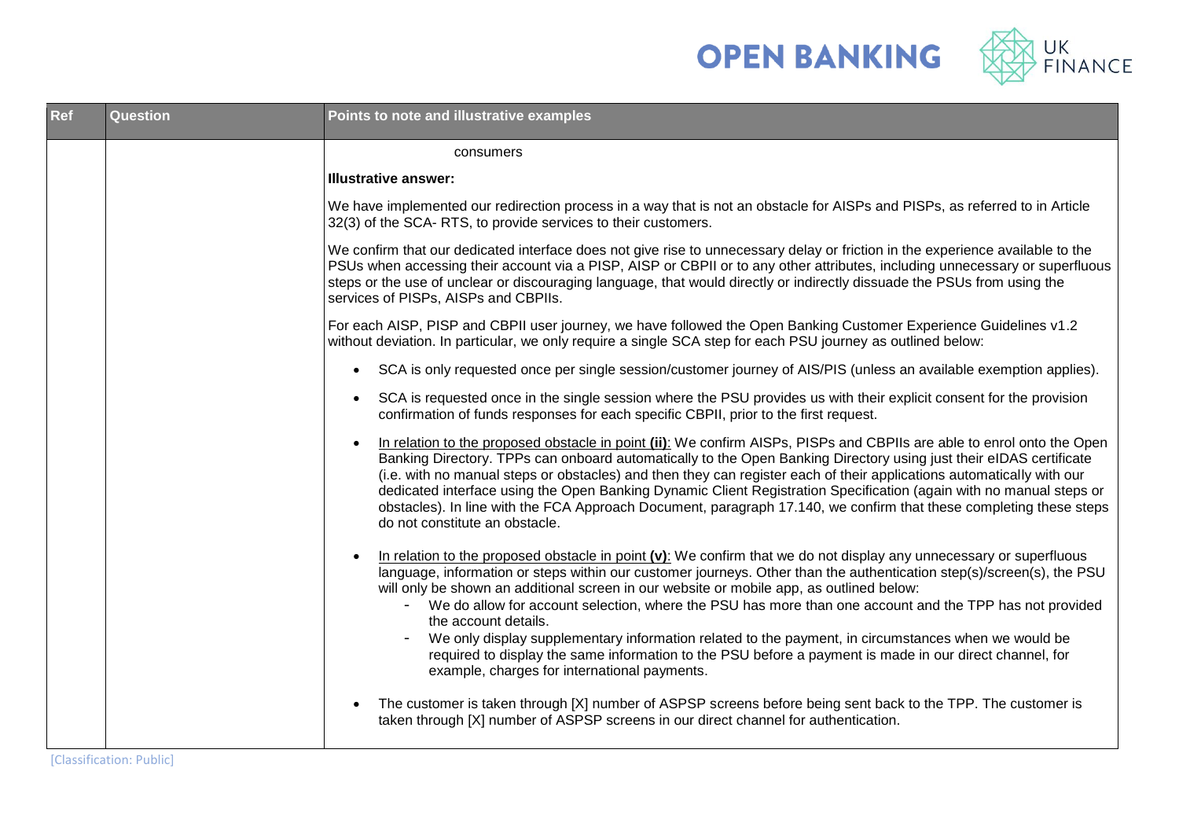| Ref | Question | Points to note and illustrative examples |
|---|---|---|
| | | consumers<br><br>**Illustrative answer:**<br><br>We have implemented our redirection process in a way that is not an obstacle for AISPs and PISPs, as referred to in Article 32(3) of the SCA- RTS, to provide services to their customers.<br><br>We confirm that our dedicated interface does not give rise to unnecessary delay or friction in the experience available to the PSUs when accessing their account via a PISP, AISP or CBPII or to any other attributes, including unnecessary or superfluous steps or the use of unclear or discouraging language, that would directly or indirectly dissuade the PSUs from using the services of PISPs, AISPs and CBPIIs.<br><br>For each AISP, PISP and CBPII user journey, we have followed the Open Banking Customer Experience Guidelines v1.2 without deviation. In particular, we only require a single SCA step for each PSU journey as outlined below:<br><br>• SCA is only requested once per single session/customer journey of AIS/PIS (unless an available exemption applies).<br><br>• SCA is requested once in the single session where the PSU provides us with their explicit consent for the provision confirmation of funds responses for each specific CBPII, prior to the first request.<br><br>• <u>In relation to the proposed obstacle in point **(ii)**</u>: We confirm AISPs, PISPs and CBPIIs are able to enrol onto the Open Banking Directory. TPPs can onboard automatically to the Open Banking Directory using just their eIDAS certificate (i.e. with no manual steps or obstacles) and then they can register each of their applications automatically with our dedicated interface using the Open Banking Dynamic Client Registration Specification (again with no manual steps or obstacles). In line with the FCA Approach Document, paragraph 17.140, we confirm that these completing these steps do not constitute an obstacle.<br><br>• <u>In relation to the proposed obstacle in point **(v)**</u>: We confirm that we do not display any unnecessary or superfluous language, information or steps within our customer journeys. Other than the authentication step(s)/screen(s), the PSU will only be shown an additional screen in our website or mobile app, as outlined below:<br>&nbsp;&nbsp;&nbsp;&nbsp;- We do allow for account selection, where the PSU has more than one account and the TPP has not provided the account details.<br>&nbsp;&nbsp;&nbsp;&nbsp;- We only display supplementary information related to the payment, in circumstances when we would be required to display the same information to the PSU before a payment is made in our direct channel, for example, charges for international payments.<br><br>• The customer is taken through [X] number of ASPSP screens before being sent back to the TPP. The customer is taken through [X] number of ASPSP screens in our direct channel for authentication. |

[Classification: Public]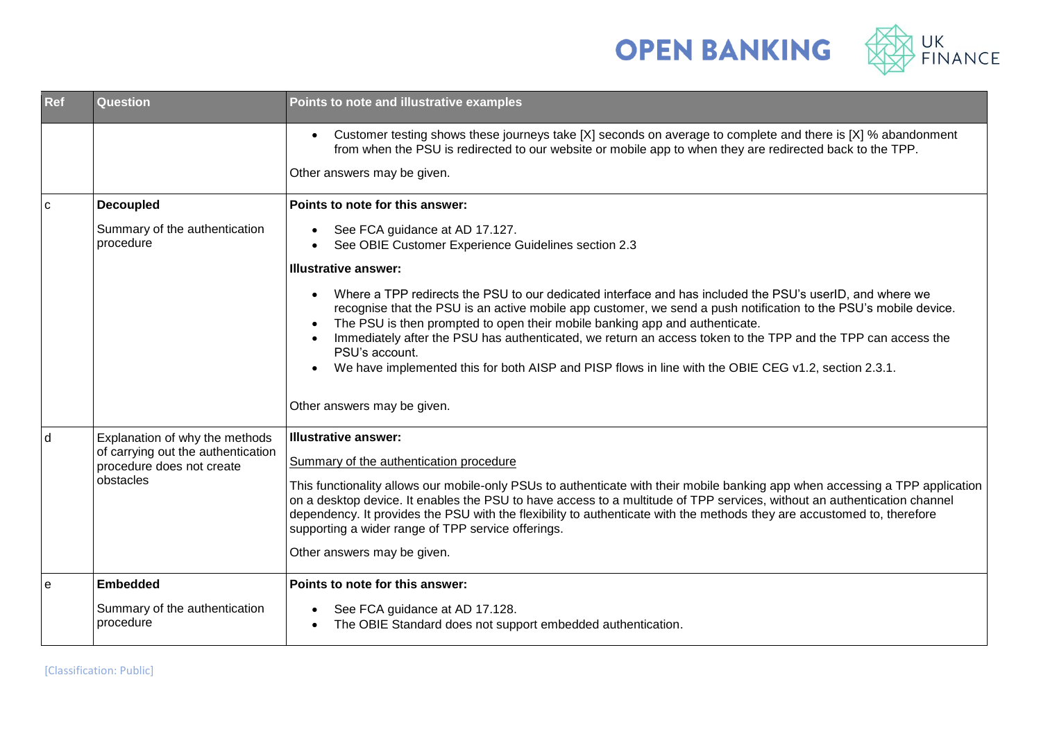| Ref | Question | Points to note and illustrative examples |
| --- | --- | --- |
| | | • Customer testing shows these journeys take [X] seconds on average to complete and there is [X] % abandonment from when the PSU is redirected to our website or mobile app to when they are redirected back to the TPP.<br><br>Other answers may be given. |
| c | **Decoupled**<br><br>Summary of the authentication procedure | **Points to note for this answer:**<br><br>• See FCA guidance at AD 17.127.<br>• See OBIE Customer Experience Guidelines section 2.3<br><br>**Illustrative answer:**<br><br>• Where a TPP redirects the PSU to our dedicated interface and has included the PSU's userID, and where we recognise that the PSU is an active mobile app customer, we send a push notification to the PSU's mobile device.<br>• The PSU is then prompted to open their mobile banking app and authenticate.<br>• Immediately after the PSU has authenticated, we return an access token to the TPP and the TPP can access the PSU's account.<br>• We have implemented this for both AISP and PISP flows in line with the OBIE CEG v1.2, section 2.3.1.<br><br>Other answers may be given. |
| d | Explanation of why the methods of carrying out the authentication procedure does not create obstacles | **Illustrative answer:**<br><br><u>Summary of the authentication procedure</u><br><br>This functionality allows our mobile-only PSUs to authenticate with their mobile banking app when accessing a TPP application on a desktop device. It enables the PSU to have access to a multitude of TPP services, without an authentication channel dependency. It provides the PSU with the flexibility to authenticate with the methods they are accustomed to, therefore supporting a wider range of TPP service offerings.<br><br>Other answers may be given. |
| e | **Embedded**<br><br>Summary of the authentication procedure | **Points to note for this answer:**<br><br>• See FCA guidance at AD 17.128.<br>• The OBIE Standard does not support embedded authentication. |

[Classification: Public]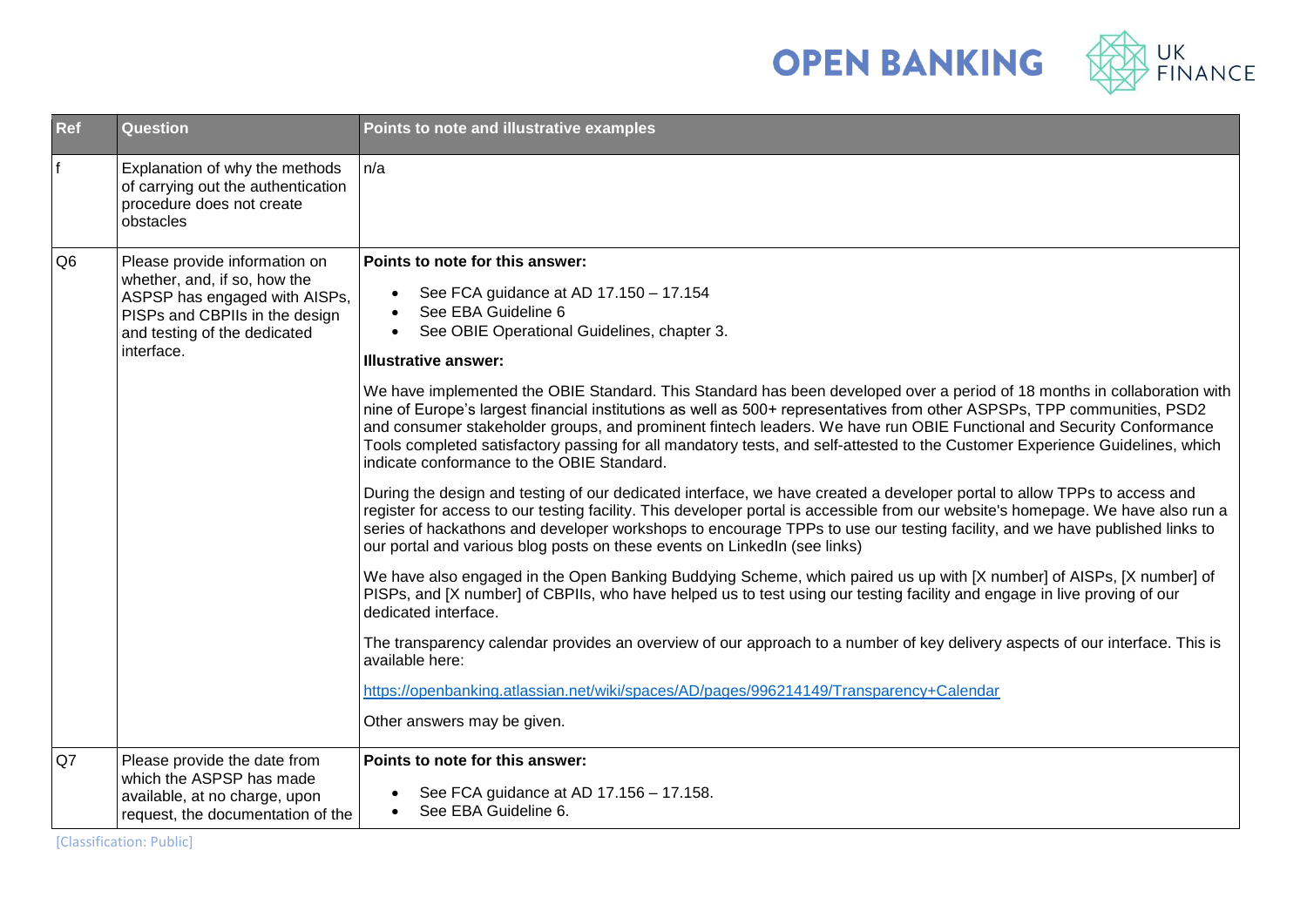| Ref | Question | Points to note and illustrative examples |
| --- | --- | --- |
| f | Explanation of why the methods of carrying out the authentication procedure does not create obstacles | n/a |
| Q6 | Please provide information on whether, and, if so, how the ASPSP has engaged with AISPs, PISPs and CBPIIs in the design and testing of the dedicated interface. | **Points to note for this answer:**<br>• See FCA guidance at AD 17.150 – 17.154<br>• See EBA Guideline 6<br>• See OBIE Operational Guidelines, chapter 3.<br>**Illustrative answer:**<br>We have implemented the OBIE Standard. This Standard has been developed over a period of 18 months in collaboration with nine of Europe's largest financial institutions as well as 500+ representatives from other ASPSPs, TPP communities, PSD2 and consumer stakeholder groups, and prominent fintech leaders. We have run OBIE Functional and Security Conformance Tools completed satisfactory passing for all mandatory tests, and self-attested to the Customer Experience Guidelines, which indicate conformance to the OBIE Standard.<br>During the design and testing of our dedicated interface, we have created a developer portal to allow TPPs to access and register for access to our testing facility. This developer portal is accessible from our website's homepage. We have also run a series of hackathons and developer workshops to encourage TPPs to use our testing facility, and we have published links to our portal and various blog posts on these events on LinkedIn (see links)<br>We have also engaged in the Open Banking Buddying Scheme, which paired us up with [X number] of AISPs, [X number] of PISPs, and [X number] of CBPIIs, who have helped us to test using our testing facility and engage in live proving of our dedicated interface.<br>The transparency calendar provides an overview of our approach to a number of key delivery aspects of our interface. This is available here:<br>https://openbanking.atlassian.net/wiki/spaces/AD/pages/996214149/Transparency+Calendar<br>Other answers may be given. |
| Q7 | Please provide the date from which the ASPSP has made available, at no charge, upon request, the documentation of the | **Points to note for this answer:**<br>• See FCA guidance at AD 17.156 – 17.158.<br>• See EBA Guideline 6. |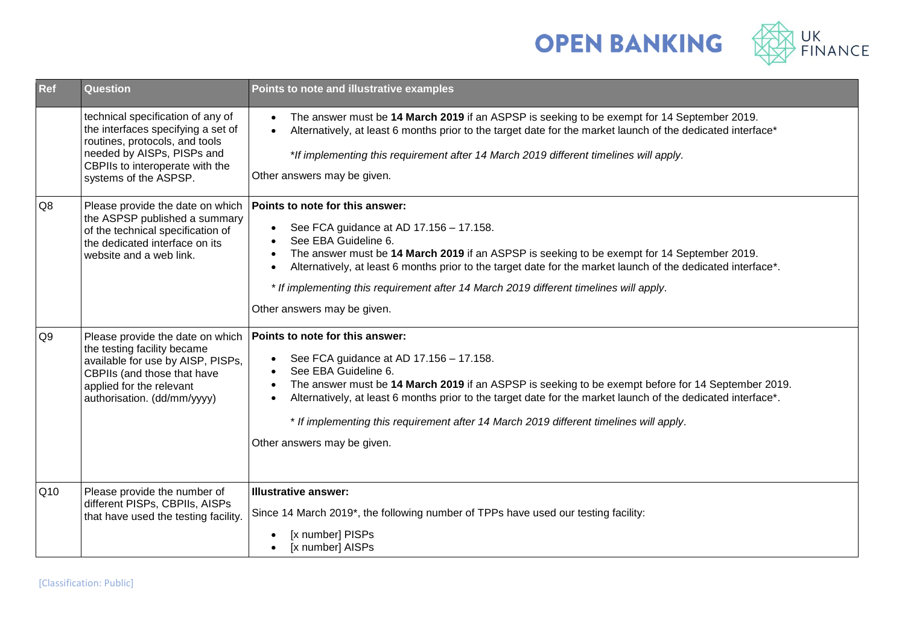| Ref | Question | Points to note and illustrative examples |
|---|---|---|
| | technical specification of any of the interfaces specifying a set of routines, protocols, and tools needed by AISPs, PISPs and CBPIIs to interoperate with the systems of the ASPSP. | • The answer must be **14 March 2019** if an ASPSP is seeking to be exempt for 14 September 2019.<br>• Alternatively, at least 6 months prior to the target date for the market launch of the dedicated interface*<br><br>*\*If implementing this requirement after 14 March 2019 different timelines will apply.*<br><br>Other answers may be given. |
| Q8 | Please provide the date on which the ASPSP published a summary of the technical specification of the dedicated interface on its website and a web link. | **Points to note for this answer:**<br><br>• See FCA guidance at AD 17.156 – 17.158.<br>• See EBA Guideline 6.<br>• The answer must be **14 March 2019** if an ASPSP is seeking to be exempt for 14 September 2019.<br>• Alternatively, at least 6 months prior to the target date for the market launch of the dedicated interface*.<br><br>*\* If implementing this requirement after 14 March 2019 different timelines will apply.*<br><br>Other answers may be given. |
| Q9 | Please provide the date on which the testing facility became available for use by AISP, PISPs, CBPIIs (and those that have applied for the relevant authorisation. (dd/mm/yyyy) | **Points to note for this answer:**<br><br>• See FCA guidance at AD 17.156 – 17.158.<br>• See EBA Guideline 6.<br>• The answer must be **14 March 2019** if an ASPSP is seeking to be exempt before for 14 September 2019.<br>• Alternatively, at least 6 months prior to the target date for the market launch of the dedicated interface*.<br><br>*\* If implementing this requirement after 14 March 2019 different timelines will apply.*<br><br>Other answers may be given. |
| Q10 | Please provide the number of different PISPs, CBPIIs, AISPs that have used the testing facility. | **Illustrative answer:**<br><br>Since 14 March 2019*, the following number of TPPs have used our testing facility:<br><br>• [x number] PISPs<br>• [x number] AISPs |

[Classification: Public]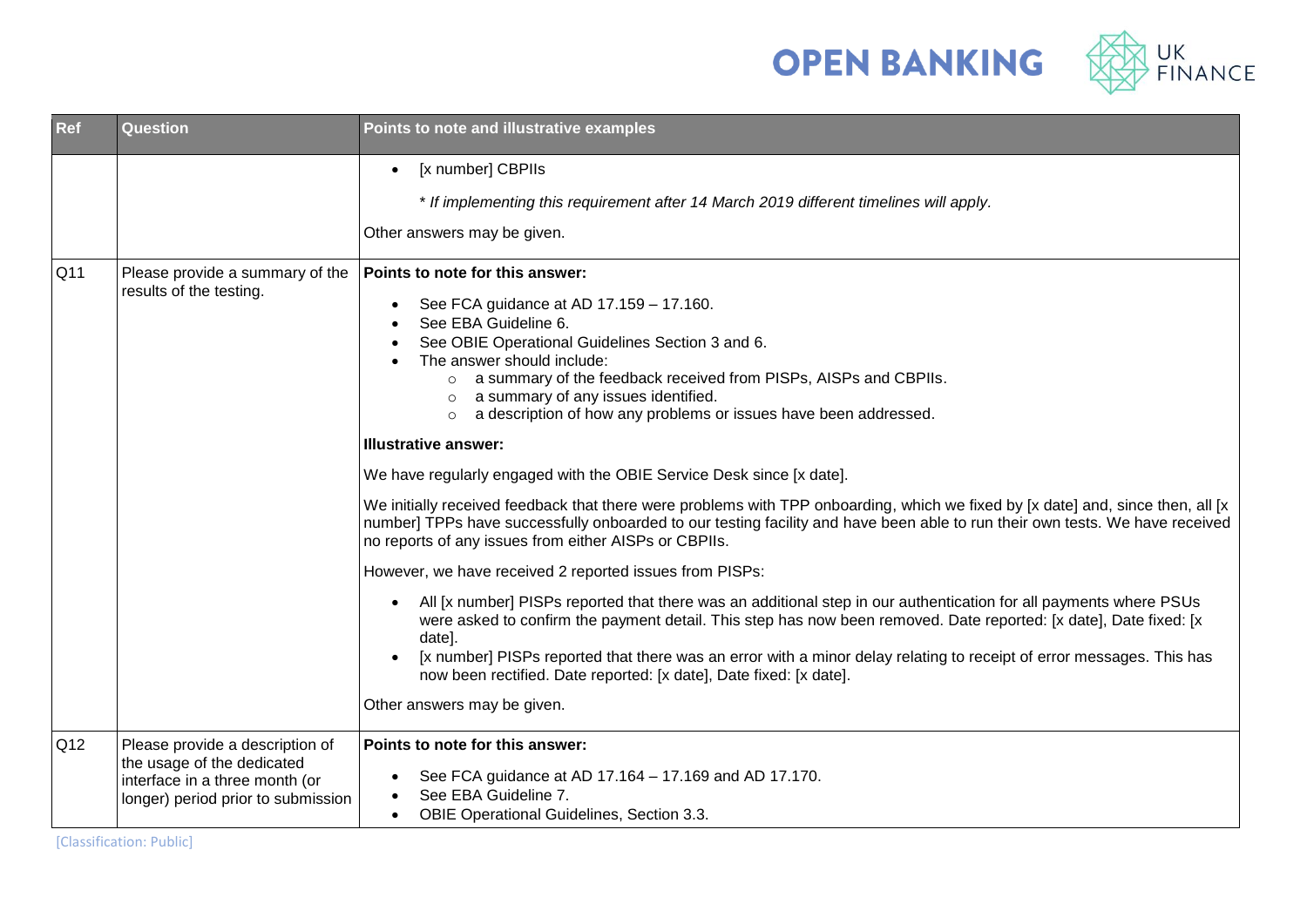| Ref | Question | Points to note and illustrative examples |
| --- | --- | --- |
| | | • [x number] CBPIIs<br><br>*\* If implementing this requirement after 14 March 2019 different timelines will apply.*<br><br>Other answers may be given. |
| Q11 | Please provide a summary of the results of the testing. | **Points to note for this answer:**<br><br>• See FCA guidance at AD 17.159 – 17.160.<br>• See EBA Guideline 6.<br>• See OBIE Operational Guidelines Section 3 and 6.<br>• The answer should include:<br>&nbsp;&nbsp;&nbsp;&nbsp;○ a summary of the feedback received from PISPs, AISPs and CBPIIs.<br>&nbsp;&nbsp;&nbsp;&nbsp;○ a summary of any issues identified.<br>&nbsp;&nbsp;&nbsp;&nbsp;○ a description of how any problems or issues have been addressed.<br><br>**Illustrative answer:**<br><br>We have regularly engaged with the OBIE Service Desk since [x date].<br><br>We initially received feedback that there were problems with TPP onboarding, which we fixed by [x date] and, since then, all [x number] TPPs have successfully onboarded to our testing facility and have been able to run their own tests. We have received no reports of any issues from either AISPs or CBPIIs.<br><br>However, we have received 2 reported issues from PISPs:<br><br>• All [x number] PISPs reported that there was an additional step in our authentication for all payments where PSUs were asked to confirm the payment detail. This step has now been removed. Date reported: [x date], Date fixed: [x date].<br>• [x number] PISPs reported that there was an error with a minor delay relating to receipt of error messages. This has now been rectified. Date reported: [x date], Date fixed: [x date].<br><br>Other answers may be given. |
| Q12 | Please provide a description of the usage of the dedicated interface in a three month (or longer) period prior to submission | **Points to note for this answer:**<br><br>• See FCA guidance at AD 17.164 – 17.169 and AD 17.170.<br>• See EBA Guideline 7.<br>• OBIE Operational Guidelines, Section 3.3. |

[Classification: Public]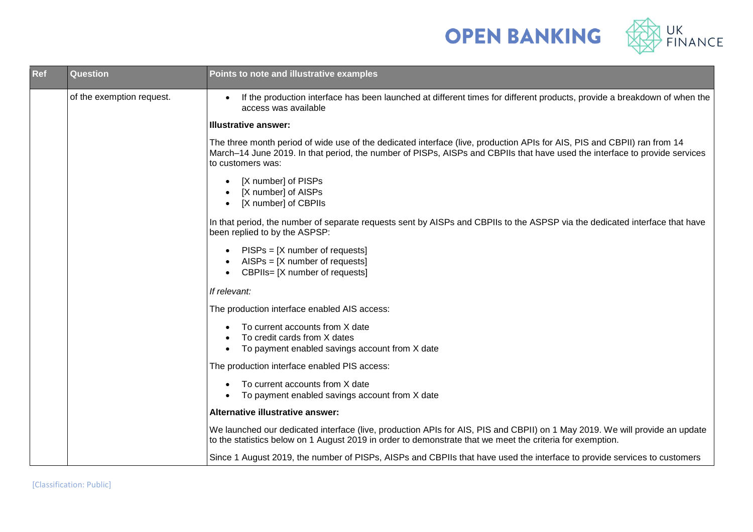| Ref | Question | Points to note and illustrative examples |
|---|---|---|
| | of the exemption request. | • If the production interface has been launched at different times for different products, provide a breakdown of when the access was available<br><br>**Illustrative answer:**<br><br>The three month period of wide use of the dedicated interface (live, production APIs for AIS, PIS and CBPII) ran from 14 March–14 June 2019. In that period, the number of PISPs, AISPs and CBPIIs that have used the interface to provide services to customers was:<br><br>• [X number] of PISPs<br>• [X number] of AISPs<br>• [X number] of CBPIIs<br><br>In that period, the number of separate requests sent by AISPs and CBPIIs to the ASPSP via the dedicated interface that have been replied to by the ASPSP:<br><br>• PISPs = [X number of requests]<br>• AISPs = [X number of requests]<br>• CBPIIs= [X number of requests]<br><br>*If relevant:*<br><br>The production interface enabled AIS access:<br><br>• To current accounts from X date<br>• To credit cards from X dates<br>• To payment enabled savings account from X date<br><br>The production interface enabled PIS access:<br><br>• To current accounts from X date<br>• To payment enabled savings account from X date<br><br>**Alternative illustrative answer:**<br><br>We launched our dedicated interface (live, production APIs for AIS, PIS and CBPII) on 1 May 2019. We will provide an update to the statistics below on 1 August 2019 in order to demonstrate that we meet the criteria for exemption.<br><br>Since 1 August 2019, the number of PISPs, AISPs and CBPIIs that have used the interface to provide services to customers |

[Classification: Public]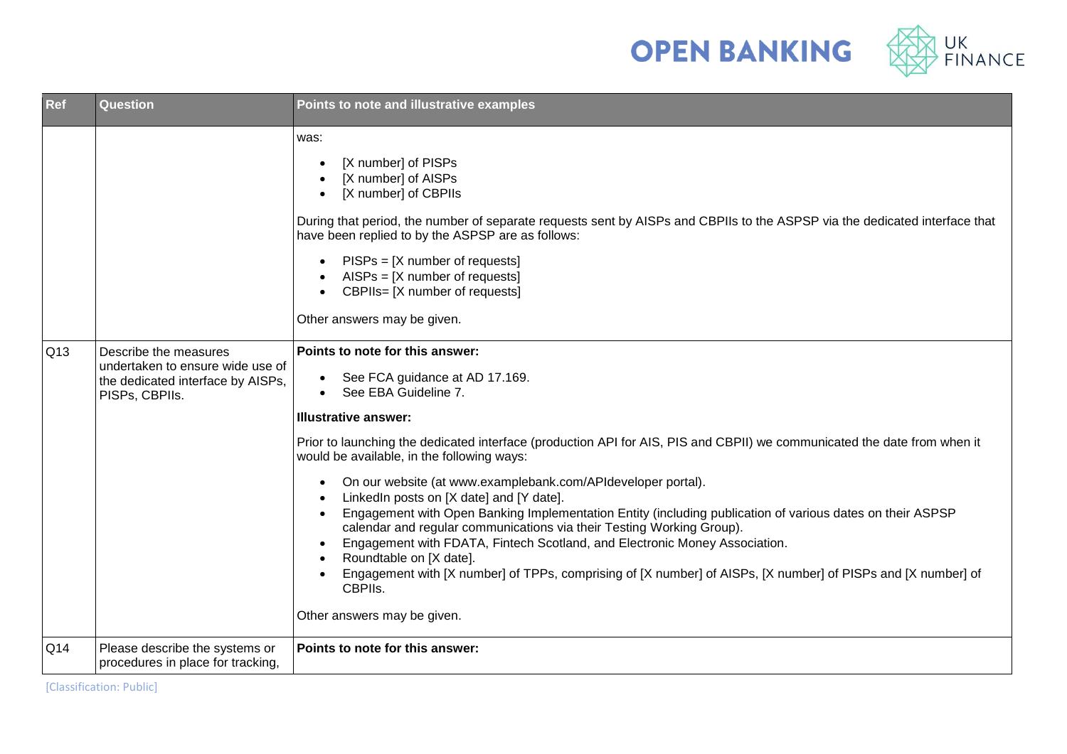| Ref | Question | Points to note and illustrative examples |
|---|---|---|
| | | was:<br><br>• [X number] of PISPs<br>• [X number] of AISPs<br>• [X number] of CBPIIs<br><br>During that period, the number of separate requests sent by AISPs and CBPIIs to the ASPSP via the dedicated interface that have been replied to by the ASPSP are as follows:<br><br>• PISPs = [X number of requests]<br>• AISPs = [X number of requests]<br>• CBPIIs= [X number of requests]<br><br>Other answers may be given. |
| Q13 | Describe the measures undertaken to ensure wide use of the dedicated interface by AISPs, PISPs, CBPIIs. | **Points to note for this answer:**<br><br>• See FCA guidance at AD 17.169.<br>• See EBA Guideline 7.<br><br>**Illustrative answer:**<br><br>Prior to launching the dedicated interface (production API for AIS, PIS and CBPII) we communicated the date from when it would be available, in the following ways:<br><br>• On our website (at www.examplebank.com/APIdeveloper portal).<br>• LinkedIn posts on [X date] and [Y date].<br>• Engagement with Open Banking Implementation Entity (including publication of various dates on their ASPSP calendar and regular communications via their Testing Working Group).<br>• Engagement with FDATA, Fintech Scotland, and Electronic Money Association.<br>• Roundtable on [X date].<br>• Engagement with [X number] of TPPs, comprising of [X number] of AISPs, [X number] of PISPs and [X number] of CBPIIs.<br><br>Other answers may be given. |
| Q14 | Please describe the systems or procedures in place for tracking, | **Points to note for this answer:** |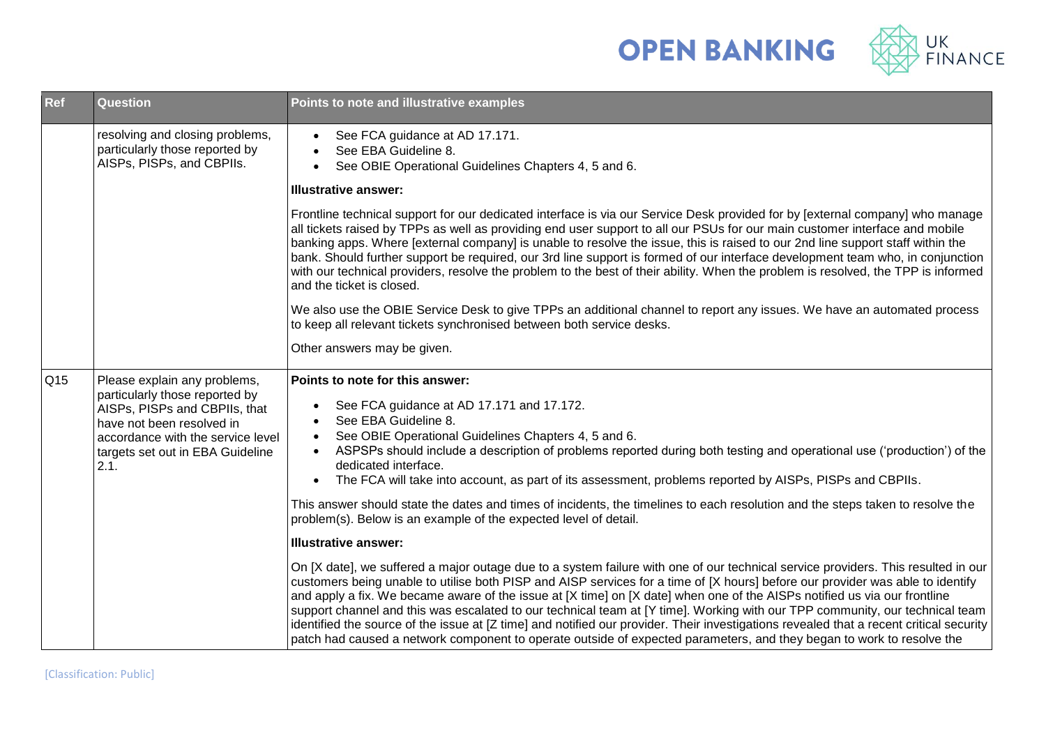| Ref | Question | Points to note and illustrative examples |
|---|---|---|
| | resolving and closing problems, particularly those reported by AISPs, PISPs, and CBPIIs. | • See FCA guidance at AD 17.171.<br>• See EBA Guideline 8.<br>• See OBIE Operational Guidelines Chapters 4, 5 and 6.<br><br>**Illustrative answer:**<br><br>Frontline technical support for our dedicated interface is via our Service Desk provided for by [external company] who manage all tickets raised by TPPs as well as providing end user support to all our PSUs for our main customer interface and mobile banking apps. Where [external company] is unable to resolve the issue, this is raised to our 2nd line support staff within the bank. Should further support be required, our 3rd line support is formed of our interface development team who, in conjunction with our technical providers, resolve the problem to the best of their ability. When the problem is resolved, the TPP is informed and the ticket is closed.<br><br>We also use the OBIE Service Desk to give TPPs an additional channel to report any issues. We have an automated process to keep all relevant tickets synchronised between both service desks.<br><br>Other answers may be given. |
| Q15 | Please explain any problems, particularly those reported by AISPs, PISPs and CBPIIs, that have not been resolved in accordance with the service level targets set out in EBA Guideline 2.1. | **Points to note for this answer:**<br><br>• See FCA guidance at AD 17.171 and 17.172.<br>• See EBA Guideline 8.<br>• See OBIE Operational Guidelines Chapters 4, 5 and 6.<br>• ASPSPs should include a description of problems reported during both testing and operational use ('production') of the dedicated interface.<br>• The FCA will take into account, as part of its assessment, problems reported by AISPs, PISPs and CBPIIs.<br><br>This answer should state the dates and times of incidents, the timelines to each resolution and the steps taken to resolve the problem(s). Below is an example of the expected level of detail.<br><br>**Illustrative answer:**<br><br>On [X date], we suffered a major outage due to a system failure with one of our technical service providers. This resulted in our customers being unable to utilise both PISP and AISP services for a time of [X hours] before our provider was able to identify and apply a fix. We became aware of the issue at [X time] on [X date] when one of the AISPs notified us via our frontline support channel and this was escalated to our technical team at [Y time]. Working with our TPP community, our technical team identified the source of the issue at [Z time] and notified our provider. Their investigations revealed that a recent critical security patch had caused a network component to operate outside of expected parameters, and they began to work to resolve the |

[Classification: Public]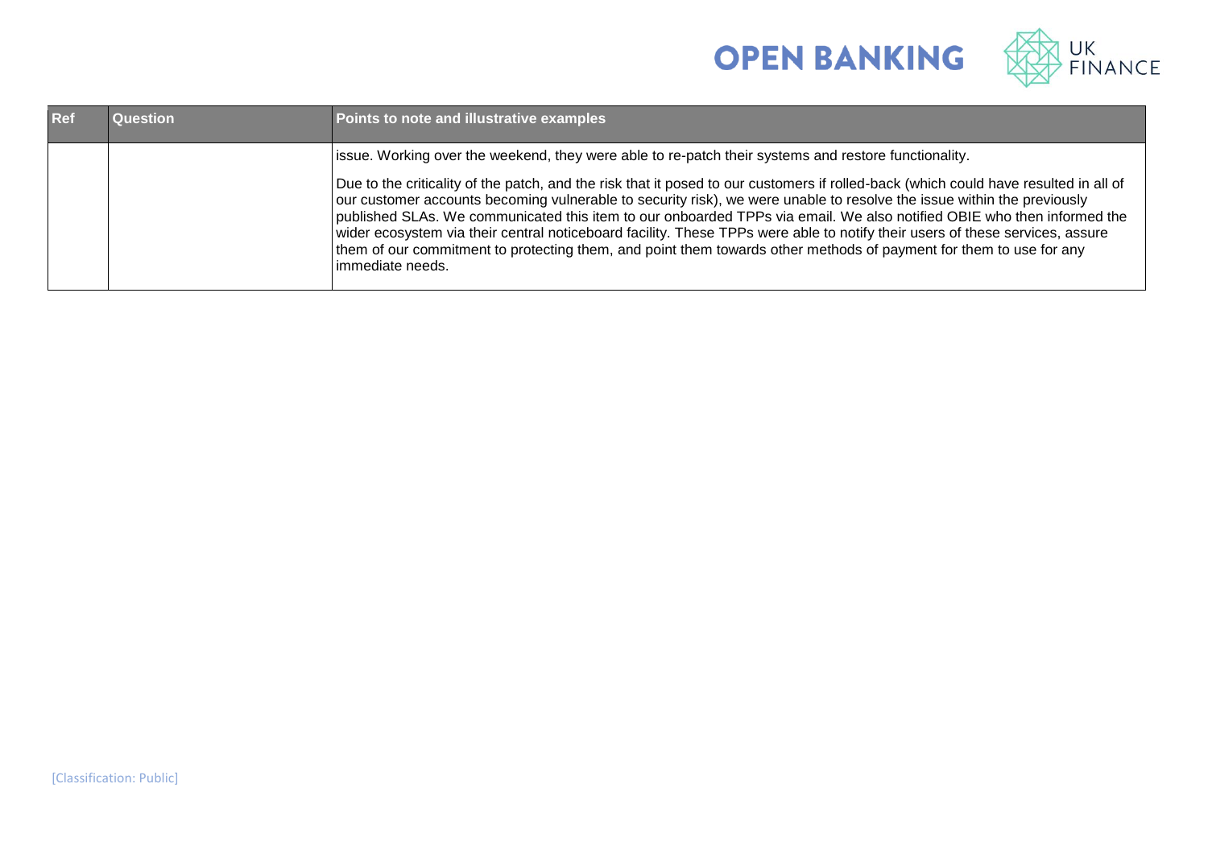| Ref | Question | Points to note and illustrative examples |
| --- | --- | --- |
| | | issue. Working over the weekend, they were able to re-patch their systems and restore functionality.<br><br>Due to the criticality of the patch, and the risk that it posed to our customers if rolled-back (which could have resulted in all of our customer accounts becoming vulnerable to security risk), we were unable to resolve the issue within the previously published SLAs. We communicated this item to our onboarded TPPs via email. We also notified OBIE who then informed the wider ecosystem via their central noticeboard facility. These TPPs were able to notify their users of these services, assure them of our commitment to protecting them, and point them towards other methods of payment for them to use for any immediate needs. |

[Classification: Public]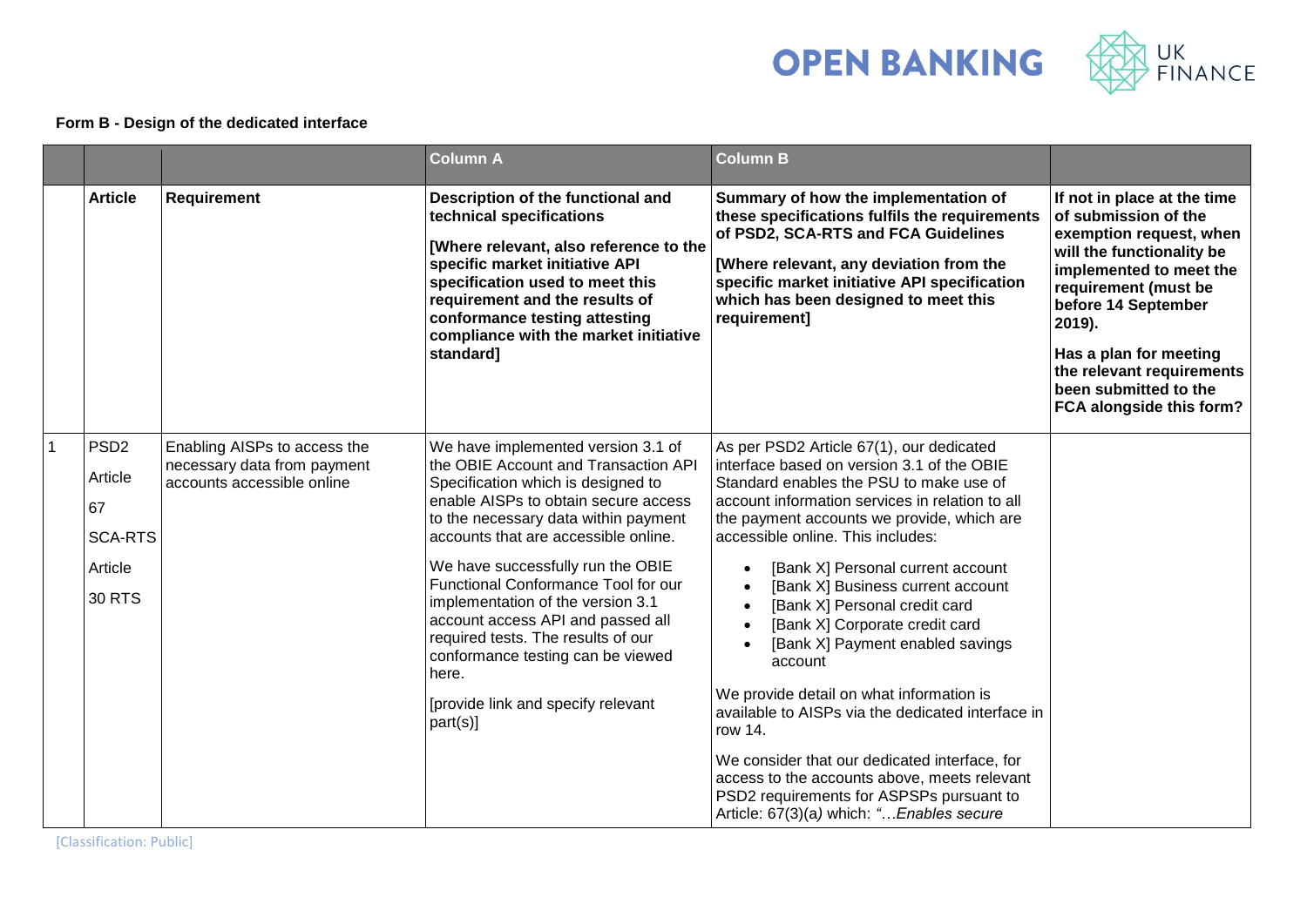**Form B - Design of the dedicated interface**

| | | | Column A | Column B | |
|---|---|---|---|---|---|
| | **Article** | **Requirement** | **Description of the functional and technical specifications**<br><br>**[Where relevant, also reference to the specific market initiative API specification used to meet this requirement and the results of conformance testing attesting compliance with the market initiative standard]** | **Summary of how the implementation of these specifications fulfils the requirements of PSD2, SCA-RTS and FCA Guidelines**<br><br>**[Where relevant, any deviation from the specific market initiative API specification which has been designed to meet this requirement]** | **If not in place at the time of submission of the exemption request, when will the functionality be implemented to meet the requirement (must be before 14 September 2019).**<br><br>**Has a plan for meeting the relevant requirements been submitted to the FCA alongside this form?** |
| 1 | PSD2 Article 67<br><br>SCA-RTS Article 30 RTS | Enabling AISPs to access the necessary data from payment accounts accessible online | We have implemented version 3.1 of the OBIE Account and Transaction API Specification which is designed to enable AISPs to obtain secure access to the necessary data within payment accounts that are accessible online.<br><br>We have successfully run the OBIE Functional Conformance Tool for our implementation of the version 3.1 account access API and passed all required tests. The results of our conformance testing can be viewed here.<br><br>[provide link and specify relevant part(s)] | As per PSD2 Article 67(1), our dedicated interface based on version 3.1 of the OBIE Standard enables the PSU to make use of account information services in relation to all the payment accounts we provide, which are accessible online. This includes:<br><br>• [Bank X] Personal current account<br>• [Bank X] Business current account<br>• [Bank X] Personal credit card<br>• [Bank X] Corporate credit card<br>• [Bank X] Payment enabled savings account<br><br>We provide detail on what information is available to AISPs via the dedicated interface in row 14.<br><br>We consider that our dedicated interface, for access to the accounts above, meets relevant PSD2 requirements for ASPSPs pursuant to Article: 67(3)(a) which: *"…Enables secure* | |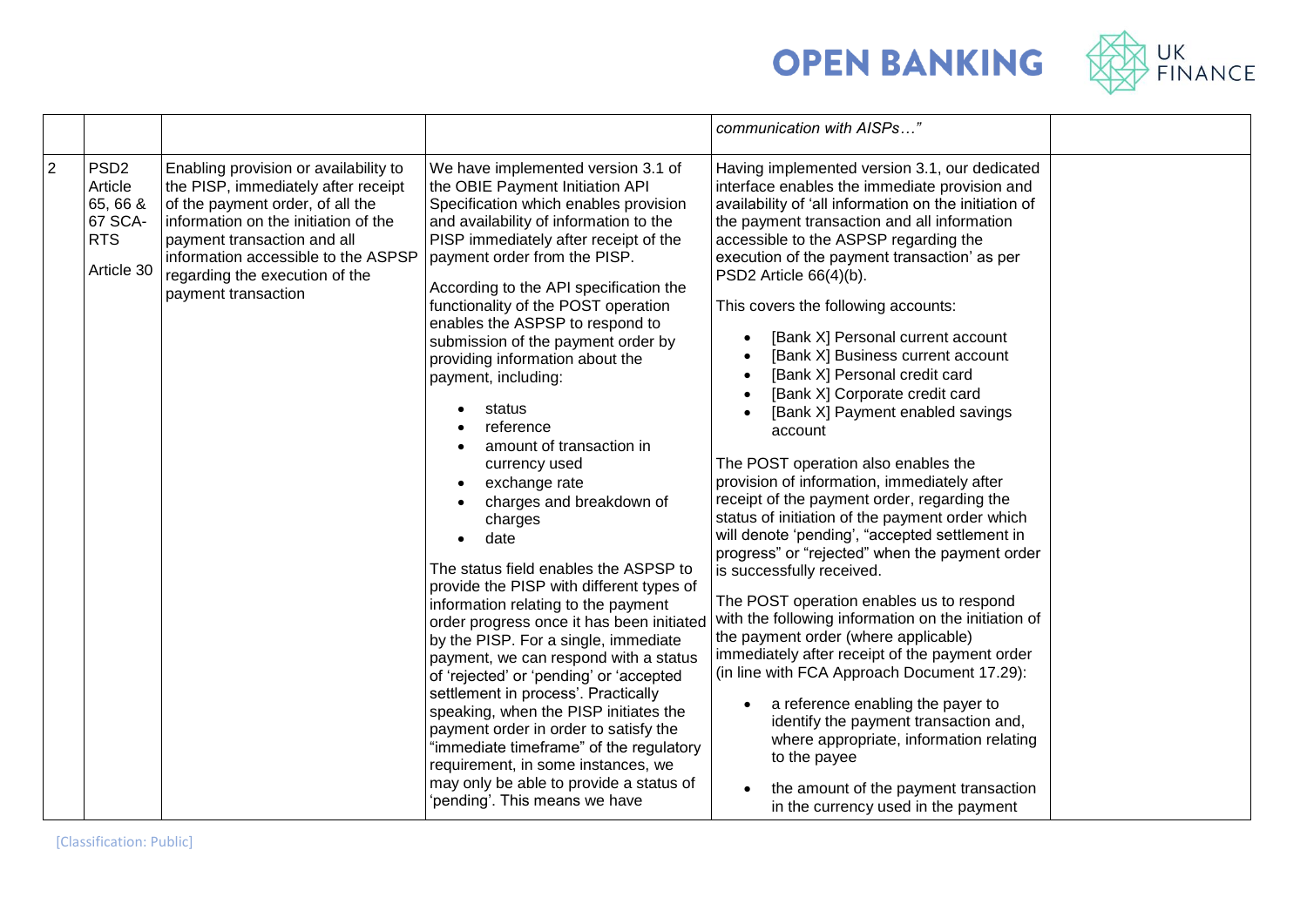| | | | | | |
|---|---|---|---|---|---|
| | | | | *communication with AISPs…"* | |
| 2 | PSD2 Article 65, 66 & 67 SCA-RTS Article 30 | Enabling provision or availability to the PISP, immediately after receipt of the payment order, of all the information on the initiation of the payment transaction and all information accessible to the ASPSP regarding the execution of the payment transaction | We have implemented version 3.1 of the OBIE Payment Initiation API Specification which enables provision and availability of information to the PISP immediately after receipt of the payment order from the PISP.<br><br>According to the API specification the functionality of the POST operation enables the ASPSP to respond to submission of the payment order by providing information about the payment, including:<br><br>• status<br>• reference<br>• amount of transaction in currency used<br>• exchange rate<br>• charges and breakdown of charges<br>• date<br><br>The status field enables the ASPSP to provide the PISP with different types of information relating to the payment order progress once it has been initiated by the PISP. For a single, immediate payment, we can respond with a status of 'rejected' or 'pending' or 'accepted settlement in process'. Practically speaking, when the PISP initiates the payment order in order to satisfy the "immediate timeframe" of the regulatory requirement, in some instances, we may only be able to provide a status of 'pending'. This means we have | Having implemented version 3.1, our dedicated interface enables the immediate provision and availability of 'all information on the initiation of the payment transaction and all information accessible to the ASPSP regarding the execution of the payment transaction' as per PSD2 Article 66(4)(b).<br><br>This covers the following accounts:<br><br>• [Bank X] Personal current account<br>• [Bank X] Business current account<br>• [Bank X] Personal credit card<br>• [Bank X] Corporate credit card<br>• [Bank X] Payment enabled savings account<br><br>The POST operation also enables the provision of information, immediately after receipt of the payment order, regarding the status of initiation of the payment order which will denote 'pending', "accepted settlement in progress" or "rejected" when the payment order is successfully received.<br><br>The POST operation enables us to respond with the following information on the initiation of the payment order (where applicable) immediately after receipt of the payment order (in line with FCA Approach Document 17.29):<br><br>• a reference enabling the payer to identify the payment transaction and, where appropriate, information relating to the payee<br><br>• the amount of the payment transaction in the currency used in the payment | |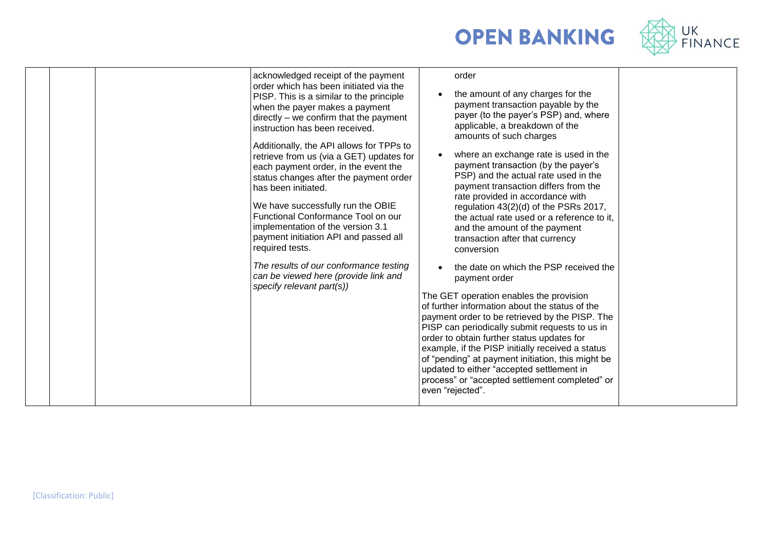| | | | | | |
|---|---|---|---|---|---|
| | | | acknowledged receipt of the payment order which has been initiated via the PISP. This is a similar to the principle when the payer makes a payment directly – we confirm that the payment instruction has been received.<br><br>Additionally, the API allows for TPPs to retrieve from us (via a GET) updates for each payment order, in the event the status changes after the payment order has been initiated.<br><br>We have successfully run the OBIE Functional Conformance Tool on our implementation of the version 3.1 payment initiation API and passed all required tests.<br><br>*The results of our conformance testing can be viewed here (provide link and specify relevant part(s))* | order<br><br>• the amount of any charges for the payment transaction payable by the payer (to the payer's PSP) and, where applicable, a breakdown of the amounts of such charges<br><br>• where an exchange rate is used in the payment transaction (by the payer's PSP) and the actual rate used in the payment transaction differs from the rate provided in accordance with regulation 43(2)(d) of the PSRs 2017, the actual rate used or a reference to it, and the amount of the payment transaction after that currency conversion<br><br>• the date on which the PSP received the payment order<br><br>The GET operation enables the provision of further information about the status of the payment order to be retrieved by the PISP. The PISP can periodically submit requests to us in order to obtain further status updates for example, if the PISP initially received a status of "pending" at payment initiation, this might be updated to either "accepted settlement in process" or "accepted settlement completed" or even "rejected". | |

[Classification: Public]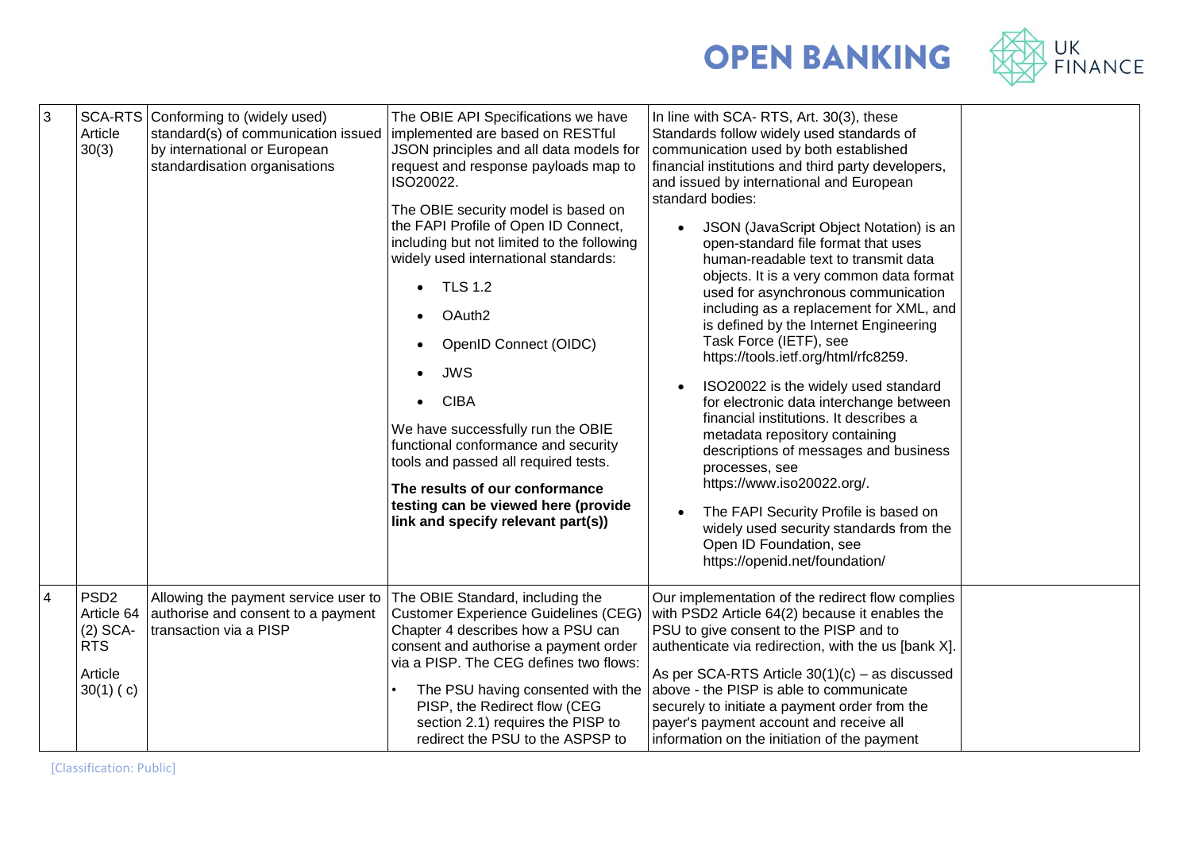| 3 | SCA-RTS Article 30(3) | Conforming to (widely used) standard(s) of communication issued by international or European standardisation organisations | The OBIE API Specifications we have implemented are based on RESTful JSON principles and all data models for request and response payloads map to ISO20022.<br><br>The OBIE security model is based on the FAPI Profile of Open ID Connect, including but not limited to the following widely used international standards:<br><br>• TLS 1.2<br>• OAuth2<br>• OpenID Connect (OIDC)<br>• JWS<br>• CIBA<br><br>We have successfully run the OBIE functional conformance and security tools and passed all required tests.<br><br>**The results of our conformance testing can be viewed here (provide link and specify relevant part(s))** | In line with SCA- RTS, Art. 30(3), these Standards follow widely used standards of communication used by both established financial institutions and third party developers, and issued by international and European standard bodies:<br><br>• JSON (JavaScript Object Notation) is an open-standard file format that uses human-readable text to transmit data objects. It is a very common data format used for asynchronous communication including as a replacement for XML, and is defined by the Internet Engineering Task Force (IETF), see https://tools.ietf.org/html/rfc8259.<br><br>• ISO20022 is the widely used standard for electronic data interchange between financial institutions. It describes a metadata repository containing descriptions of messages and business processes, see https://www.iso20022.org/.<br><br>• The FAPI Security Profile is based on widely used security standards from the Open ID Foundation, see https://openid.net/foundation/ | |
|---|---|---|---|---|---|
| 4 | PSD2 Article 64 (2) SCA-RTS<br><br>Article 30(1) ( c) | Allowing the payment service user to authorise and consent to a payment transaction via a PISP | The OBIE Standard, including the Customer Experience Guidelines (CEG) Chapter 4 describes how a PSU can consent and authorise a payment order via a PISP. The CEG defines two flows:<br><br>• The PSU having consented with the PISP, the Redirect flow (CEG section 2.1) requires the PISP to redirect the PSU to the ASPSP to | Our implementation of the redirect flow complies with PSD2 Article 64(2) because it enables the PSU to give consent to the PISP and to authenticate via redirection, with the us [bank X].<br><br>As per SCA-RTS Article 30(1)(c) – as discussed above - the PISP is able to communicate securely to initiate a payment order from the payer's payment account and receive all information on the initiation of the payment | |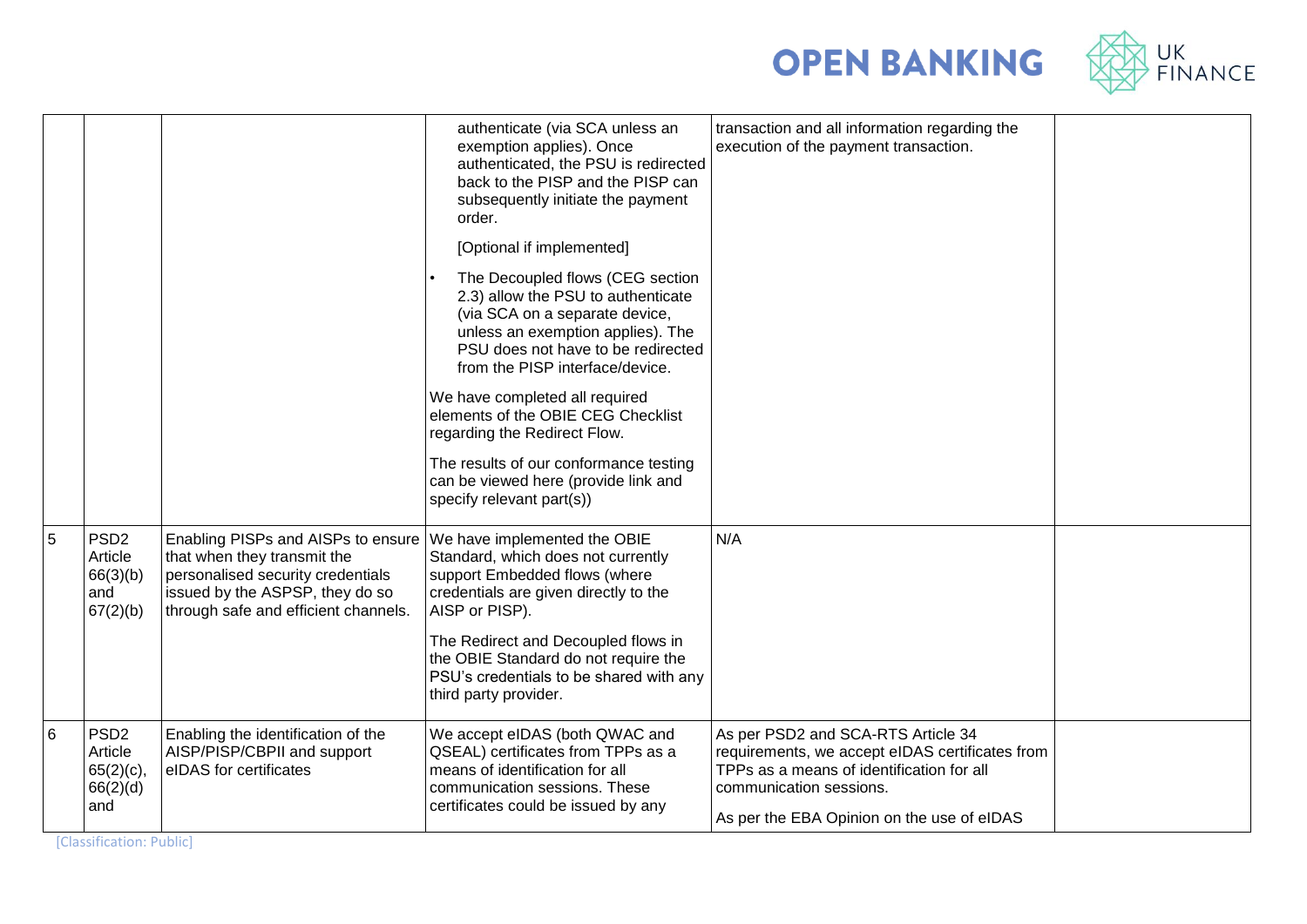| | | | | | |
|---|---|---|---|---|---|
| | | | authenticate (via SCA unless an exemption applies). Once authenticated, the PSU is redirected back to the PISP and the PISP can subsequently initiate the payment order.<br><br>[Optional if implemented]<br><br>• The Decoupled flows (CEG section 2.3) allow the PSU to authenticate (via SCA on a separate device, unless an exemption applies). The PSU does not have to be redirected from the PISP interface/device.<br><br>We have completed all required elements of the OBIE CEG Checklist regarding the Redirect Flow.<br><br>The results of our conformance testing can be viewed here (provide link and specify relevant part(s)) | transaction and all information regarding the execution of the payment transaction. | |
| 5 | PSD2 Article 66(3)(b) and 67(2)(b) | Enabling PISPs and AISPs to ensure that when they transmit the personalised security credentials issued by the ASPSP, they do so through safe and efficient channels. | We have implemented the OBIE Standard, which does not currently support Embedded flows (where credentials are given directly to the AISP or PISP).<br><br>The Redirect and Decoupled flows in the OBIE Standard do not require the PSU's credentials to be shared with any third party provider. | N/A | |
| 6 | PSD2 Article 65(2)(c), 66(2)(d) and | Enabling the identification of the AISP/PISP/CBPII and support eIDAS for certificates | We accept eIDAS (both QWAC and QSEAL) certificates from TPPs as a means of identification for all communication sessions. These certificates could be issued by any | As per PSD2 and SCA-RTS Article 34 requirements, we accept eIDAS certificates from TPPs as a means of identification for all communication sessions.<br><br>As per the EBA Opinion on the use of eIDAS | |

[Classification: Public]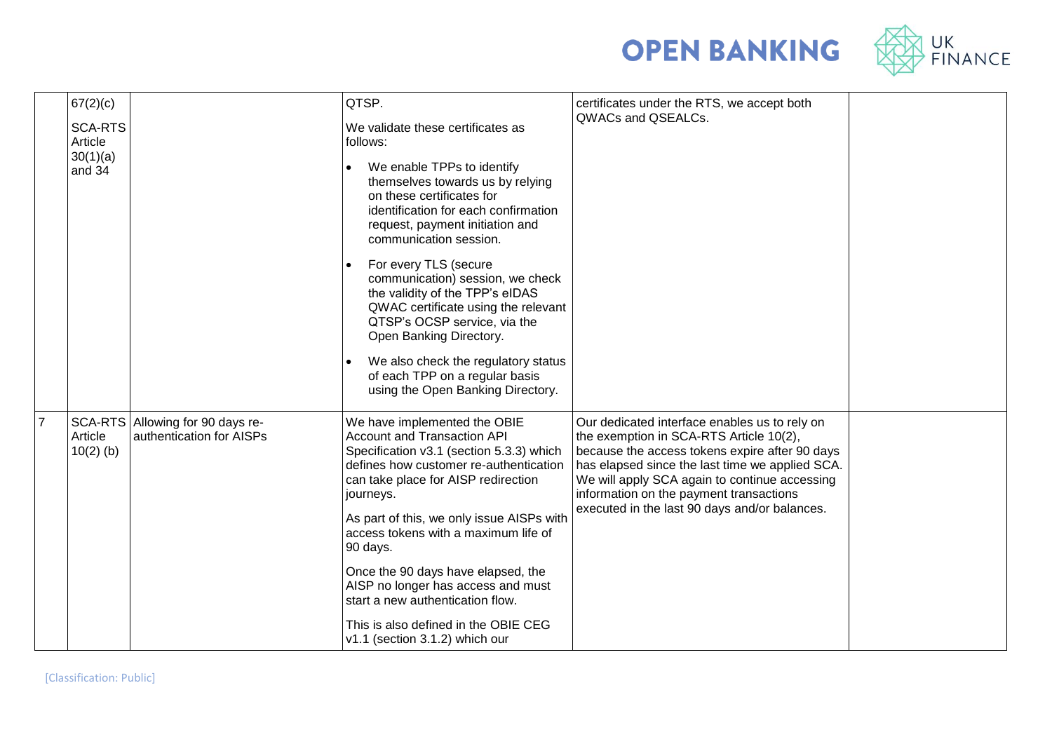| | | | | | |
|---|---|---|---|---|---|
| | 67(2)(c)<br><br>SCA-RTS Article 30(1)(a) and 34 | | QTSP.<br><br>We validate these certificates as follows:<br><br>• We enable TPPs to identify themselves towards us by relying on these certificates for identification for each confirmation request, payment initiation and communication session.<br><br>• For every TLS (secure communication) session, we check the validity of the TPP's eIDAS QWAC certificate using the relevant QTSP's OCSP service, via the Open Banking Directory.<br><br>• We also check the regulatory status of each TPP on a regular basis using the Open Banking Directory. | certificates under the RTS, we accept both QWACs and QSEALCs. | |
| 7 | SCA-RTS Article 10(2) (b) | Allowing for 90 days re-authentication for AISPs | We have implemented the OBIE Account and Transaction API Specification v3.1 (section 5.3.3) which defines how customer re-authentication can take place for AISP redirection journeys.<br><br>As part of this, we only issue AISPs with access tokens with a maximum life of 90 days.<br><br>Once the 90 days have elapsed, the AISP no longer has access and must start a new authentication flow.<br><br>This is also defined in the OBIE CEG v1.1 (section 3.1.2) which our | Our dedicated interface enables us to rely on the exemption in SCA-RTS Article 10(2), because the access tokens expire after 90 days has elapsed since the last time we applied SCA. We will apply SCA again to continue accessing information on the payment transactions executed in the last 90 days and/or balances. | |

[Classification: Public]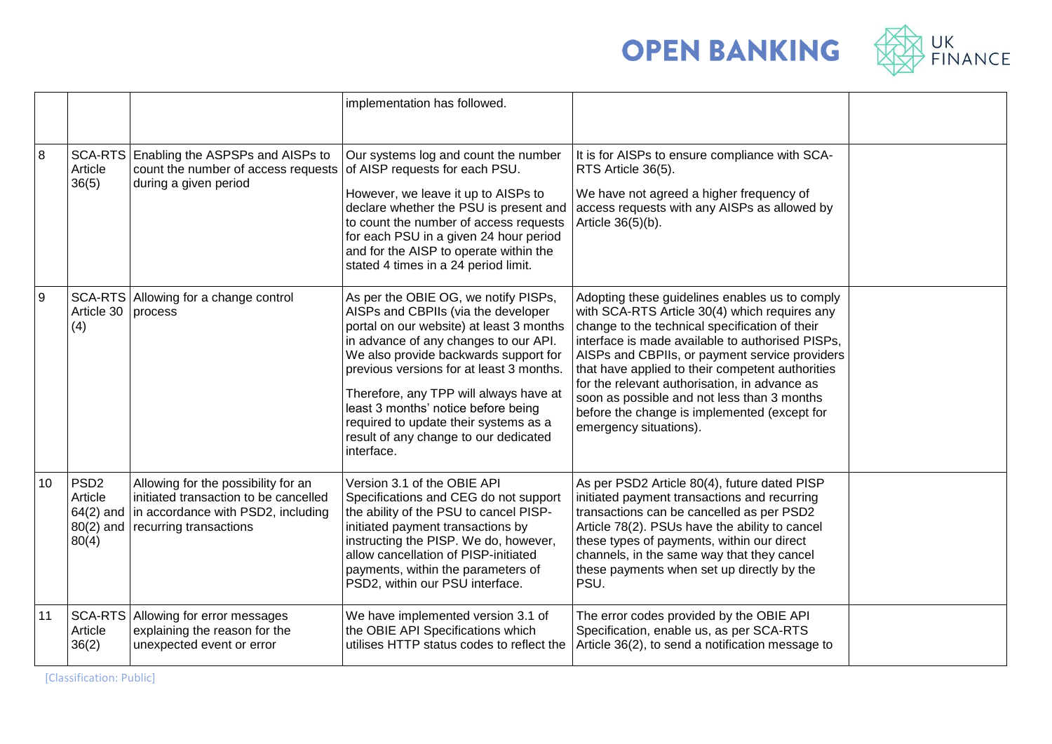|  |  |  | implementation has followed. |  |  |
|---|---|---|---|---|---|
| 8 | SCA-RTS Article 36(5) | Enabling the ASPSPs and AISPs to count the number of access requests during a given period | Our systems log and count the number of AISP requests for each PSU.<br><br>However, we leave it up to AISPs to declare whether the PSU is present and to count the number of access requests for each PSU in a given 24 hour period and for the AISP to operate within the stated 4 times in a 24 period limit. | It is for AISPs to ensure compliance with SCA-RTS Article 36(5).<br><br>We have not agreed a higher frequency of access requests with any AISPs as allowed by Article 36(5)(b). |  |
| 9 | SCA-RTS Article 30 (4) | Allowing for a change control process | As per the OBIE OG, we notify PISPs, AISPs and CBPIIs (via the developer portal on our website) at least 3 months in advance of any changes to our API. We also provide backwards support for previous versions for at least 3 months.<br><br>Therefore, any TPP will always have at least 3 months' notice before being required to update their systems as a result of any change to our dedicated interface. | Adopting these guidelines enables us to comply with SCA-RTS Article 30(4) which requires any change to the technical specification of their interface is made available to authorised PISPs, AISPs and CBPIIs, or payment service providers that have applied to their competent authorities for the relevant authorisation, in advance as soon as possible and not less than 3 months before the change is implemented (except for emergency situations). |  |
| 10 | PSD2 Article 64(2) and 80(2) and 80(4) | Allowing for the possibility for an initiated transaction to be cancelled in accordance with PSD2, including recurring transactions | Version 3.1 of the OBIE API Specifications and CEG do not support the ability of the PSU to cancel PISP-initiated payment transactions by instructing the PISP. We do, however, allow cancellation of PISP-initiated payments, within the parameters of PSD2, within our PSU interface. | As per PSD2 Article 80(4), future dated PISP initiated payment transactions and recurring transactions can be cancelled as per PSD2 Article 78(2). PSUs have the ability to cancel these types of payments, within our direct channels, in the same way that they cancel these payments when set up directly by the PSU. |  |
| 11 | SCA-RTS Article 36(2) | Allowing for error messages explaining the reason for the unexpected event or error | We have implemented version 3.1 of the OBIE API Specifications which utilises HTTP status codes to reflect the | The error codes provided by the OBIE API Specification, enable us, as per SCA-RTS Article 36(2), to send a notification message to |  |

[Classification: Public]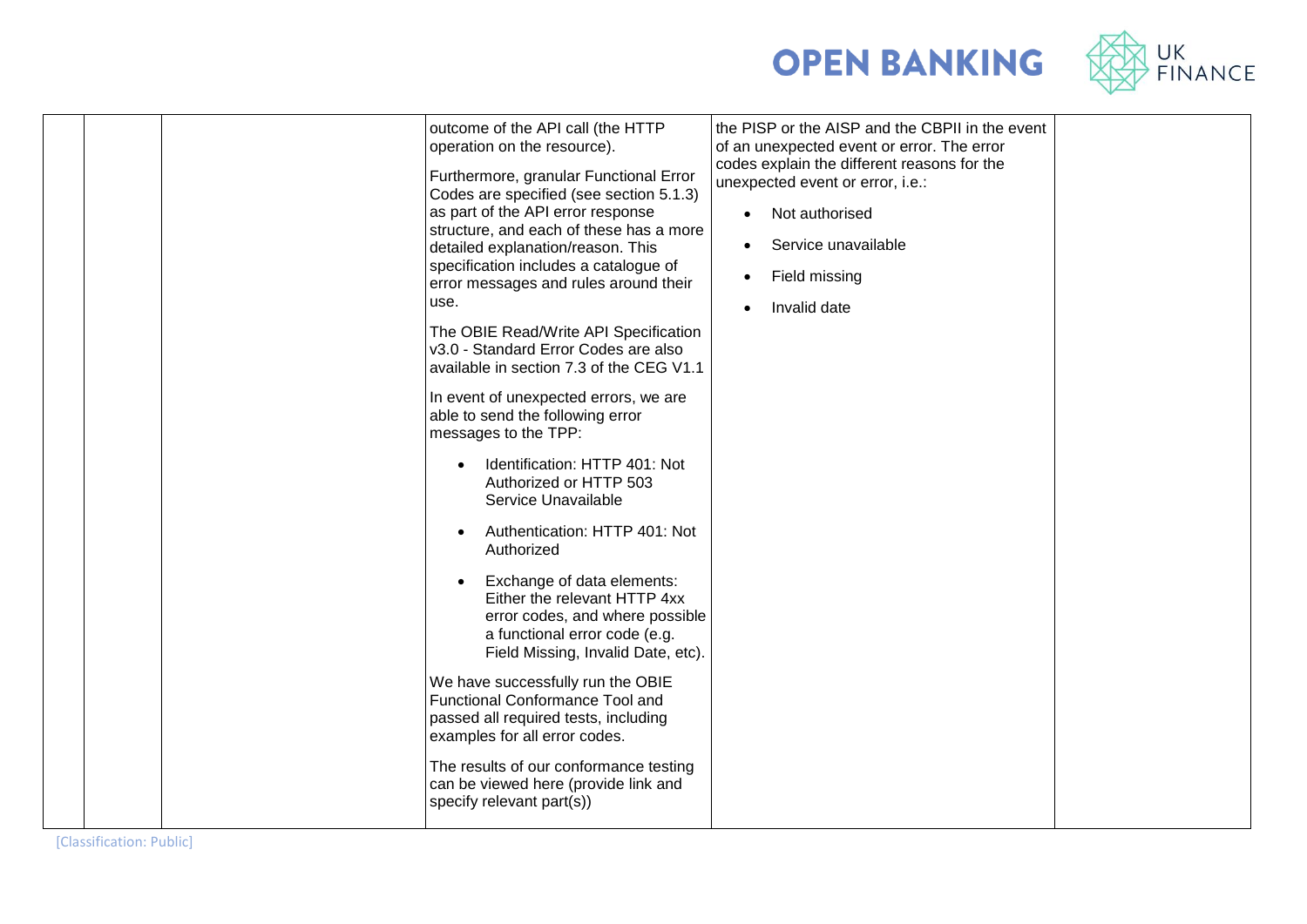|  |  |  | outcome of the API call (the HTTP operation on the resource).<br><br>Furthermore, granular Functional Error Codes are specified (see section 5.1.3) as part of the API error response structure, and each of these has a more detailed explanation/reason. This specification includes a catalogue of error messages and rules around their use.<br><br>The OBIE Read/Write API Specification v3.0 - Standard Error Codes are also available in section 7.3 of the CEG V1.1<br><br>In event of unexpected errors, we are able to send the following error messages to the TPP:<br><br>• Identification: HTTP 401: Not Authorized or HTTP 503 Service Unavailable<br>• Authentication: HTTP 401: Not Authorized<br>• Exchange of data elements: Either the relevant HTTP 4xx error codes, and where possible a functional error code (e.g. Field Missing, Invalid Date, etc).<br><br>We have successfully run the OBIE Functional Conformance Tool and passed all required tests, including examples for all error codes.<br><br>The results of our conformance testing can be viewed here (provide link and specify relevant part(s)) | the PISP or the AISP and the CBPII in the event of an unexpected event or error. The error codes explain the different reasons for the unexpected event or error, i.e.:<br><br>• Not authorised<br>• Service unavailable<br>• Field missing<br>• Invalid date |  |
|---|---|---|---|---|---|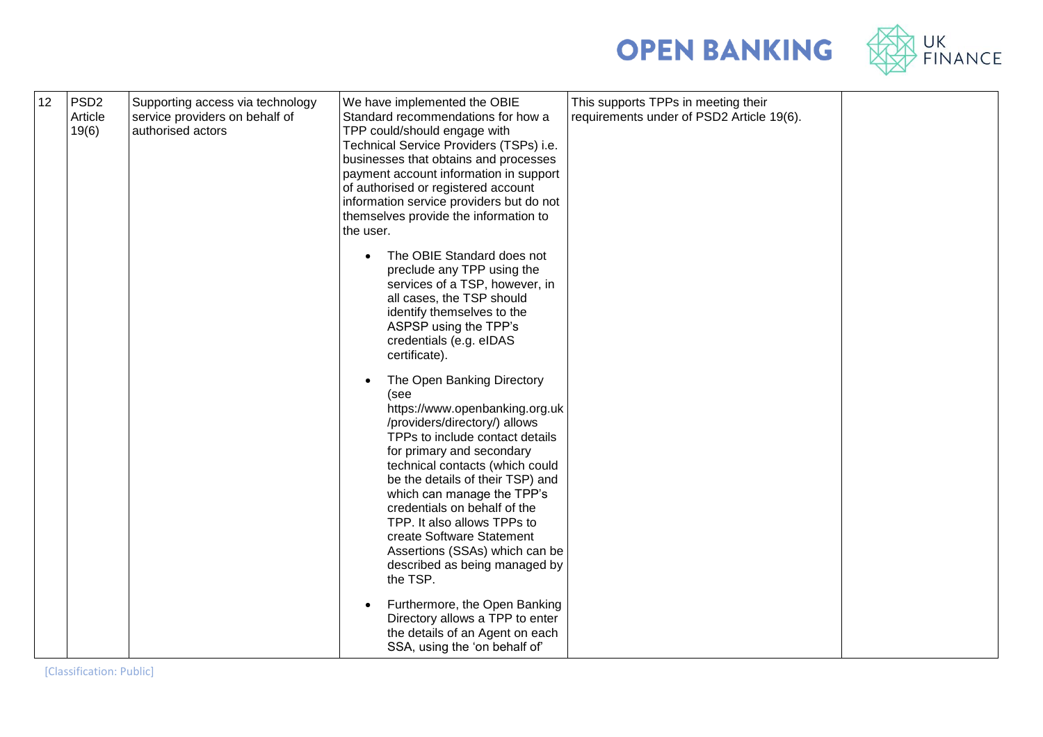| 12 | PSD2 Article 19(6) | Supporting access via technology service providers on behalf of authorised actors | We have implemented the OBIE Standard recommendations for how a TPP could/should engage with Technical Service Providers (TSPs) i.e. businesses that obtains and processes payment account information in support of authorised or registered account information service providers but do not themselves provide the information to the user.<br><br>• The OBIE Standard does not preclude any TPP using the services of a TSP, however, in all cases, the TSP should identify themselves to the ASPSP using the TPP's credentials (e.g. eIDAS certificate).<br><br>• The Open Banking Directory (see https://www.openbanking.org.uk/providers/directory/) allows TPPs to include contact details for primary and secondary technical contacts (which could be the details of their TSP) and which can manage the TPP's credentials on behalf of the TPP. It also allows TPPs to create Software Statement Assertions (SSAs) which can be described as being managed by the TSP.<br><br>• Furthermore, the Open Banking Directory allows a TPP to enter the details of an Agent on each SSA, using the 'on behalf of' | This supports TPPs in meeting their requirements under of PSD2 Article 19(6). | |
|---|---|---|---|---|---|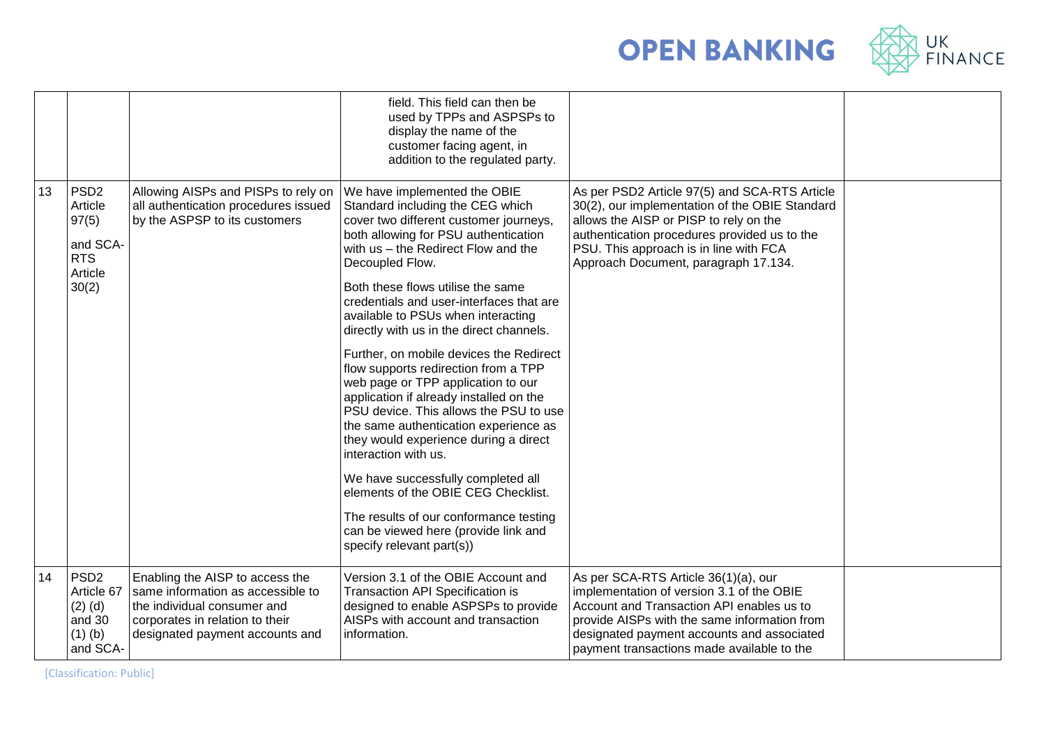|  |  |  | field. This field can then be used by TPPs and ASPSPs to display the name of the customer facing agent, in addition to the regulated party. |  |  |
|---|---|---|---|---|---|
| 13 | PSD2 Article 97(5) and SCA-RTS Article 30(2) | Allowing AISPs and PISPs to rely on all authentication procedures issued by the ASPSP to its customers | We have implemented the OBIE Standard including the CEG which cover two different customer journeys, both allowing for PSU authentication with us – the Redirect Flow and the Decoupled Flow.<br><br>Both these flows utilise the same credentials and user-interfaces that are available to PSUs when interacting directly with us in the direct channels.<br><br>Further, on mobile devices the Redirect flow supports redirection from a TPP web page or TPP application to our application if already installed on the PSU device. This allows the PSU to use the same authentication experience as they would experience during a direct interaction with us.<br><br>We have successfully completed all elements of the OBIE CEG Checklist.<br><br>The results of our conformance testing can be viewed here (provide link and specify relevant part(s)) | As per PSD2 Article 97(5) and SCA-RTS Article 30(2), our implementation of the OBIE Standard allows the AISP or PISP to rely on the authentication procedures provided us to the PSU. This approach is in line with FCA Approach Document, paragraph 17.134. |  |
| 14 | PSD2 Article 67 (2) (d) and 30 (1) (b) and SCA- | Enabling the AISP to access the same information as accessible to the individual consumer and corporates in relation to their designated payment accounts and | Version 3.1 of the OBIE Account and Transaction API Specification is designed to enable ASPSPs to provide AISPs with account and transaction information. | As per SCA-RTS Article 36(1)(a), our implementation of version 3.1 of the OBIE Account and Transaction API enables us to provide AISPs with the same information from designated payment accounts and associated payment transactions made available to the |  |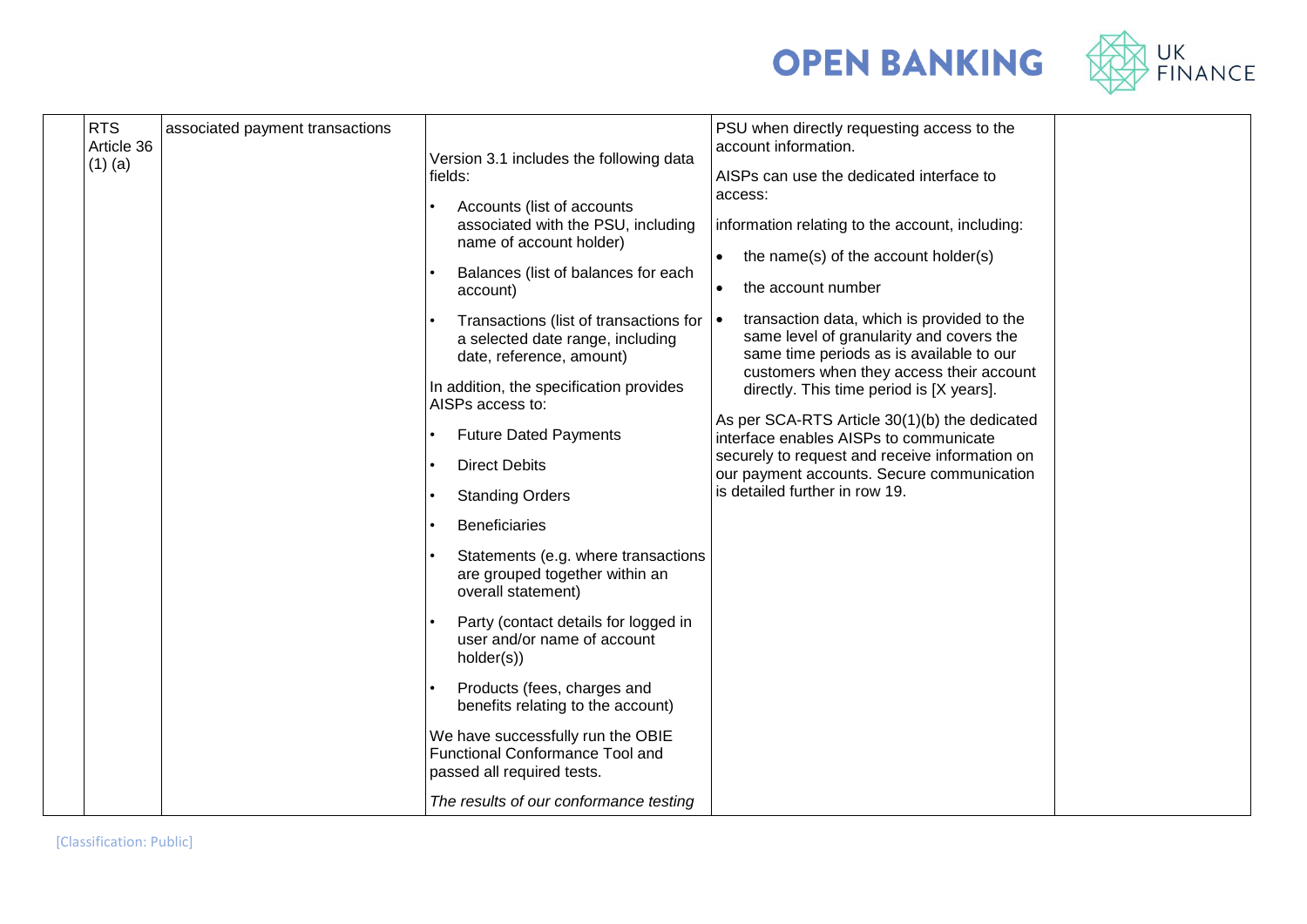|  | RTS Article 36 (1) (a) | associated payment transactions | Version 3.1 includes the following data fields:<br>• Accounts (list of accounts associated with the PSU, including name of account holder)<br>• Balances (list of balances for each account)<br>• Transactions (list of transactions for a selected date range, including date, reference, amount)<br>In addition, the specification provides AISPs access to:<br>• Future Dated Payments<br>• Direct Debits<br>• Standing Orders<br>• Beneficiaries<br>• Statements (e.g. where transactions are grouped together within an overall statement)<br>• Party (contact details for logged in user and/or name of account holder(s))<br>• Products (fees, charges and benefits relating to the account)<br>We have successfully run the OBIE Functional Conformance Tool and passed all required tests.<br>*The results of our conformance testing* | PSU when directly requesting access to the account information.<br>AISPs can use the dedicated interface to access:<br>information relating to the account, including:<br>• the name(s) of the account holder(s)<br>• the account number<br>• transaction data, which is provided to the same level of granularity and covers the same time periods as is available to our customers when they access their account directly. This time period is [X years].<br>As per SCA-RTS Article 30(1)(b) the dedicated interface enables AISPs to communicate securely to request and receive information on our payment accounts. Secure communication is detailed further in row 19. |  |
|---|---|---|---|---|---|

[Classification: Public]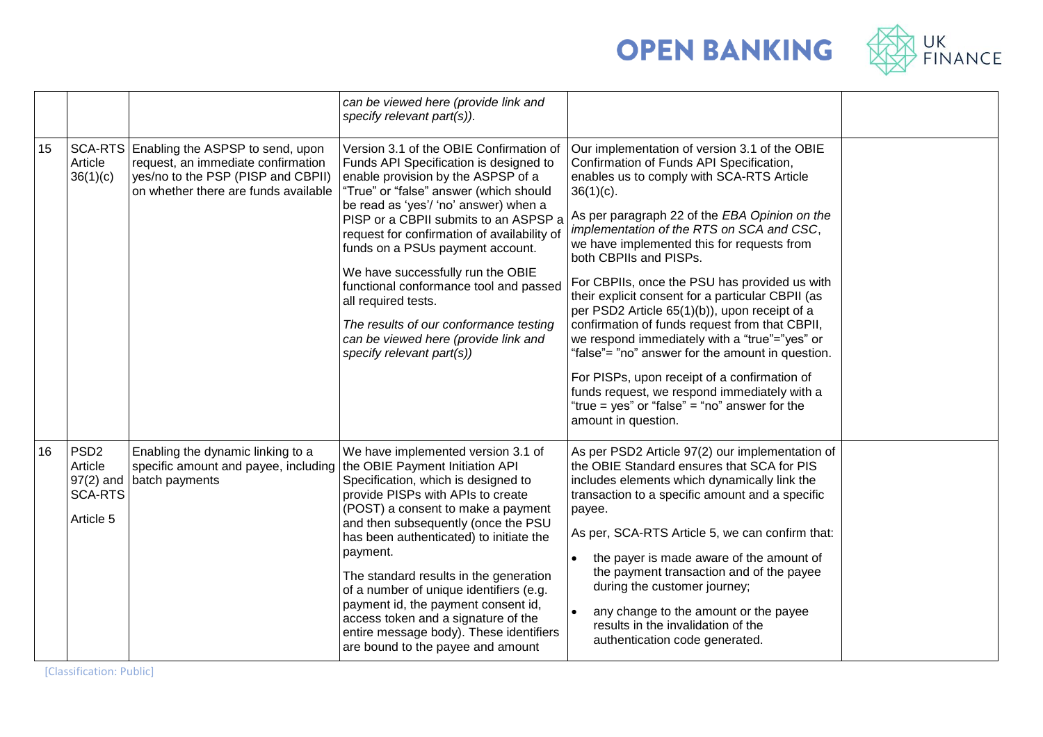|  |  |  | *can be viewed here (provide link and specify relevant part(s)).* |  |  |
|---|---|---|---|---|---|
| 15 | SCA-RTS Article 36(1)(c) | Enabling the ASPSP to send, upon request, an immediate confirmation yes/no to the PSP (PISP and CBPII) on whether there are funds available | Version 3.1 of the OBIE Confirmation of Funds API Specification is designed to enable provision by the ASPSP of a "True" or "false" answer (which should be read as 'yes'/ 'no' answer) when a PISP or a CBPII submits to an ASPSP a request for confirmation of availability of funds on a PSUs payment account.<br><br>We have successfully run the OBIE functional conformance tool and passed all required tests.<br><br>*The results of our conformance testing can be viewed here (provide link and specify relevant part(s))* | Our implementation of version 3.1 of the OBIE Confirmation of Funds API Specification, enables us to comply with SCA-RTS Article 36(1)(c).<br><br>As per paragraph 22 of the *EBA Opinion on the implementation of the RTS on SCA and CSC*, we have implemented this for requests from both CBPIIs and PISPs.<br><br>For CBPIIs, once the PSU has provided us with their explicit consent for a particular CBPII (as per PSD2 Article 65(1)(b)), upon receipt of a confirmation of funds request from that CBPII, we respond immediately with a "true"="yes" or "false"= "no" answer for the amount in question.<br><br>For PISPs, upon receipt of a confirmation of funds request, we respond immediately with a "true = yes" or "false" = "no" answer for the amount in question. |  |
| 16 | PSD2 Article 97(2) and SCA-RTS Article 5 | Enabling the dynamic linking to a specific amount and payee, including batch payments | We have implemented version 3.1 of the OBIE Payment Initiation API Specification, which is designed to provide PISPs with APIs to create (POST) a consent to make a payment and then subsequently (once the PSU has been authenticated) to initiate the payment.<br><br>The standard results in the generation of a number of unique identifiers (e.g. payment id, the payment consent id, access token and a signature of the entire message body). These identifiers are bound to the payee and amount | As per PSD2 Article 97(2) our implementation of the OBIE Standard ensures that SCA for PIS includes elements which dynamically link the transaction to a specific amount and a specific payee.<br><br>As per, SCA-RTS Article 5, we can confirm that:<br><br>• the payer is made aware of the amount of the payment transaction and of the payee during the customer journey;<br>• any change to the amount or the payee results in the invalidation of the authentication code generated. |  |

[Classification: Public]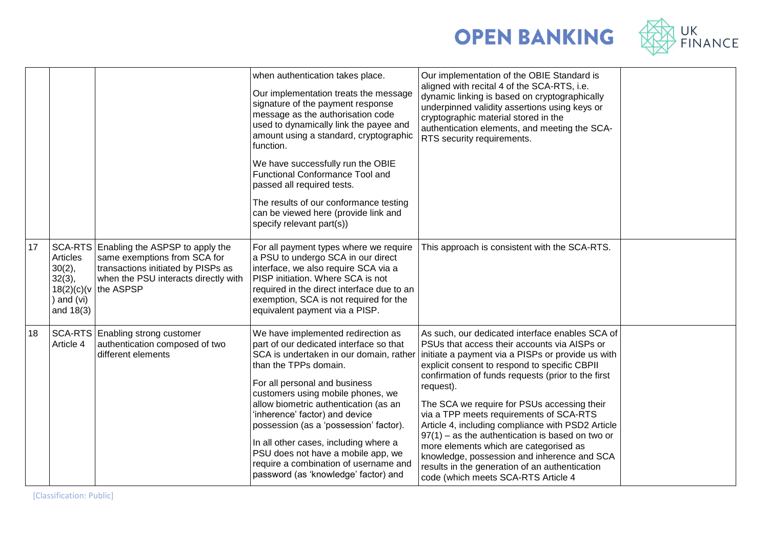| | | | | | |
|---|---|---|---|---|---|
| | | | when authentication takes place.<br><br>Our implementation treats the message signature of the payment response message as the authorisation code used to dynamically link the payee and amount using a standard, cryptographic function.<br><br>We have successfully run the OBIE Functional Conformance Tool and passed all required tests.<br><br>The results of our conformance testing can be viewed here (provide link and specify relevant part(s)) | Our implementation of the OBIE Standard is aligned with recital 4 of the SCA-RTS, i.e. dynamic linking is based on cryptographically underpinned validity assertions using keys or cryptographic material stored in the authentication elements, and meeting the SCA-RTS security requirements. | |
| 17 | SCA-RTS Articles 30(2), 32(3), 18(2)(c)(v) and (vi) and 18(3) | Enabling the ASPSP to apply the same exemptions from SCA for transactions initiated by PISPs as when the PSU interacts directly with the ASPSP | For all payment types where we require a PSU to undergo SCA in our direct interface, we also require SCA via a PISP initiation. Where SCA is not required in the direct interface due to an exemption, SCA is not required for the equivalent payment via a PISP. | This approach is consistent with the SCA-RTS. | |
| 18 | SCA-RTS Article 4 | Enabling strong customer authentication composed of two different elements | We have implemented redirection as part of our dedicated interface so that SCA is undertaken in our domain, rather than the TPPs domain.<br><br>For all personal and business customers using mobile phones, we allow biometric authentication (as an 'inherence' factor) and device possession (as a 'possession' factor).<br><br>In all other cases, including where a PSU does not have a mobile app, we require a combination of username and password (as 'knowledge' factor) and | As such, our dedicated interface enables SCA of PSUs that access their accounts via AISPs or initiate a payment via a PISPs or provide us with explicit consent to respond to specific CBPII confirmation of funds requests (prior to the first request).<br><br>The SCA we require for PSUs accessing their via a TPP meets requirements of SCA-RTS Article 4, including compliance with PSD2 Article 97(1) – as the authentication is based on two or more elements which are categorised as knowledge, possession and inherence and SCA results in the generation of an authentication code (which meets SCA-RTS Article 4 | |

[Classification: Public]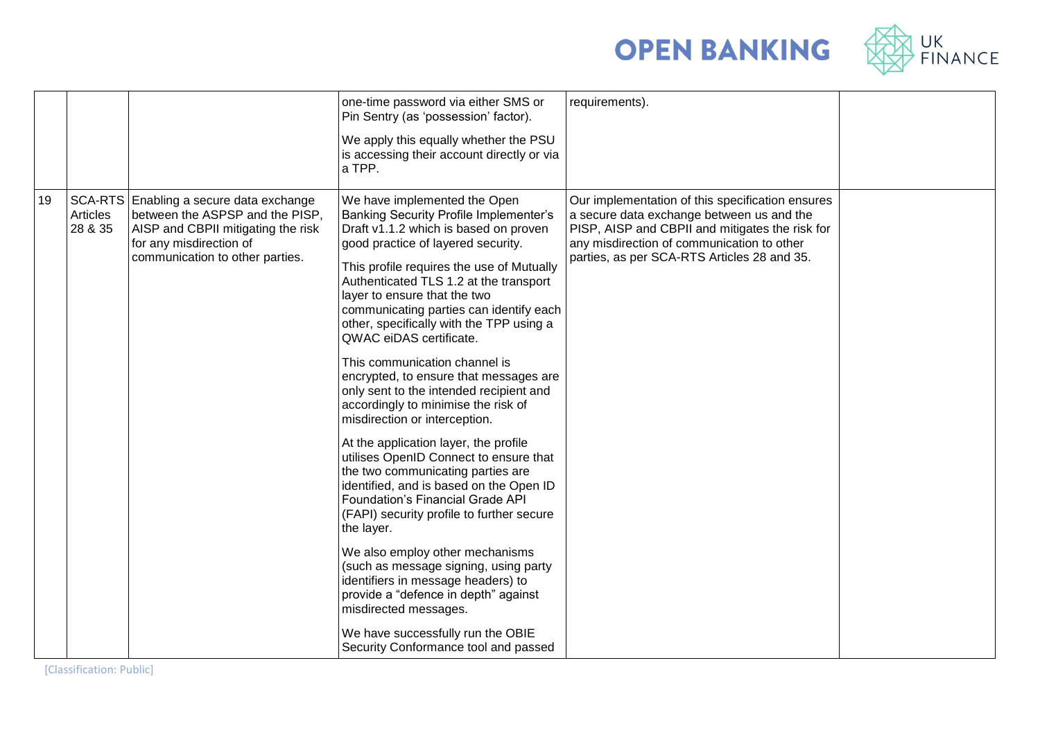|  |  |  | one-time password via either SMS or Pin Sentry (as 'possession' factor).<br><br>We apply this equally whether the PSU is accessing their account directly or via a TPP. | requirements). |  |
|---|---|---|---|---|---|
| 19 | SCA-RTS Articles 28 & 35 | Enabling a secure data exchange between the ASPSP and the PISP, AISP and CBPII mitigating the risk for any misdirection of communication to other parties. | We have implemented the Open Banking Security Profile Implementer's Draft v1.1.2 which is based on proven good practice of layered security.<br><br>This profile requires the use of Mutually Authenticated TLS 1.2 at the transport layer to ensure that the two communicating parties can identify each other, specifically with the TPP using a QWAC eiDAS certificate.<br><br>This communication channel is encrypted, to ensure that messages are only sent to the intended recipient and accordingly to minimise the risk of misdirection or interception.<br><br>At the application layer, the profile utilises OpenID Connect to ensure that the two communicating parties are identified, and is based on the Open ID Foundation's Financial Grade API (FAPI) security profile to further secure the layer.<br><br>We also employ other mechanisms (such as message signing, using party identifiers in message headers) to provide a "defence in depth" against misdirected messages.<br><br>We have successfully run the OBIE Security Conformance tool and passed | Our implementation of this specification ensures a secure data exchange between us and the PISP, AISP and CBPII and mitigates the risk for any misdirection of communication to other parties, as per SCA-RTS Articles 28 and 35. |  |

[Classification: Public]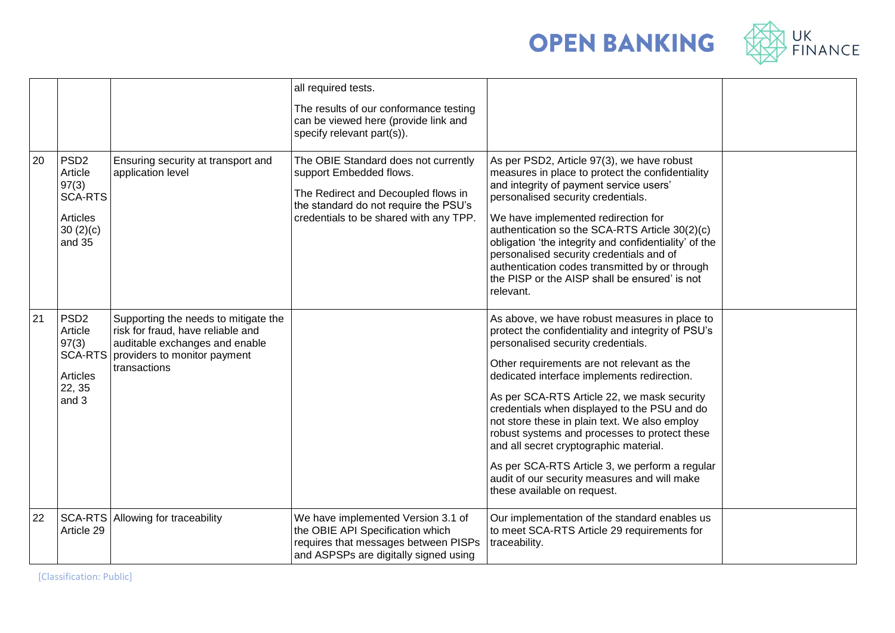| | | | all required tests.<br><br>The results of our conformance testing can be viewed here (provide link and specify relevant part(s)). | | |
|---|---|---|---|---|---|
| 20 | PSD2 Article 97(3) SCA-RTS Articles 30 (2)(c) and 35 | Ensuring security at transport and application level | The OBIE Standard does not currently support Embedded flows.<br><br>The Redirect and Decoupled flows in the standard do not require the PSU's credentials to be shared with any TPP. | As per PSD2, Article 97(3), we have robust measures in place to protect the confidentiality and integrity of payment service users' personalised security credentials.<br><br>We have implemented redirection for authentication so the SCA-RTS Article 30(2)(c) obligation 'the integrity and confidentiality' of the personalised security credentials and of authentication codes transmitted by or through the PISP or the AISP shall be ensured' is not relevant. | |
| 21 | PSD2 Article 97(3) SCA-RTS Articles 22, 35 and 3 | Supporting the needs to mitigate the risk for fraud, have reliable and auditable exchanges and enable providers to monitor payment transactions | | As above, we have robust measures in place to protect the confidentiality and integrity of PSU's personalised security credentials.<br><br>Other requirements are not relevant as the dedicated interface implements redirection.<br><br>As per SCA-RTS Article 22, we mask security credentials when displayed to the PSU and do not store these in plain text. We also employ robust systems and processes to protect these and all secret cryptographic material.<br><br>As per SCA-RTS Article 3, we perform a regular audit of our security measures and will make these available on request. | |
| 22 | SCA-RTS Article 29 | Allowing for traceability | We have implemented Version 3.1 of the OBIE API Specification which requires that messages between PISPs and ASPSPs are digitally signed using | Our implementation of the standard enables us to meet SCA-RTS Article 29 requirements for traceability. | |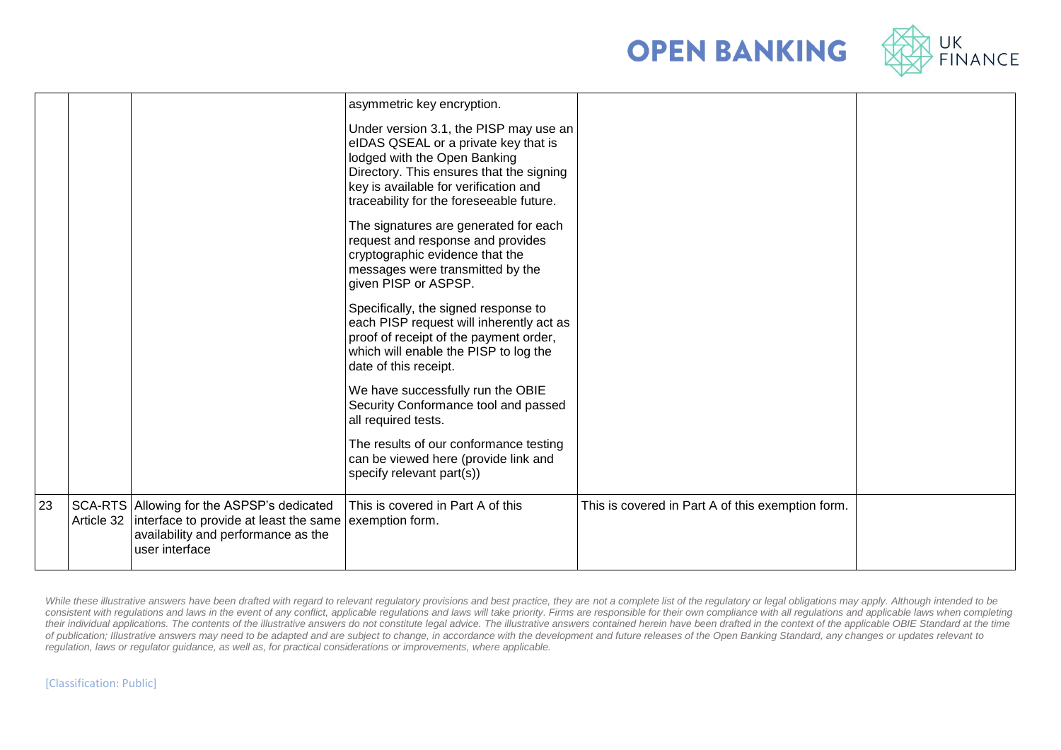| | | | | | |
|---|---|---|---|---|---|
| | | | asymmetric key encryption.<br><br>Under version 3.1, the PISP may use an eIDAS QSEAL or a private key that is lodged with the Open Banking Directory. This ensures that the signing key is available for verification and traceability for the foreseeable future.<br><br>The signatures are generated for each request and response and provides cryptographic evidence that the messages were transmitted by the given PISP or ASPSP.<br><br>Specifically, the signed response to each PISP request will inherently act as proof of receipt of the payment order, which will enable the PISP to log the date of this receipt.<br><br>We have successfully run the OBIE Security Conformance tool and passed all required tests.<br><br>The results of our conformance testing can be viewed here (provide link and specify relevant part(s)) | | |
| 23 | SCA-RTS Article 32 | Allowing for the ASPSP's dedicated interface to provide at least the same availability and performance as the user interface | This is covered in Part A of this exemption form. | This is covered in Part A of this exemption form. | |

*While these illustrative answers have been drafted with regard to relevant regulatory provisions and best practice, they are not a complete list of the regulatory or legal obligations may apply. Although intended to be consistent with regulations and laws in the event of any conflict, applicable regulations and laws will take priority. Firms are responsible for their own compliance with all regulations and applicable laws when completing their individual applications. The contents of the illustrative answers do not constitute legal advice. The illustrative answers contained herein have been drafted in the context of the applicable OBIE Standard at the time of publication; Illustrative answers may need to be adapted and are subject to change, in accordance with the development and future releases of the Open Banking Standard, any changes or updates relevant to regulation, laws or regulator guidance, as well as, for practical considerations or improvements, where applicable.*

[Classification: Public]